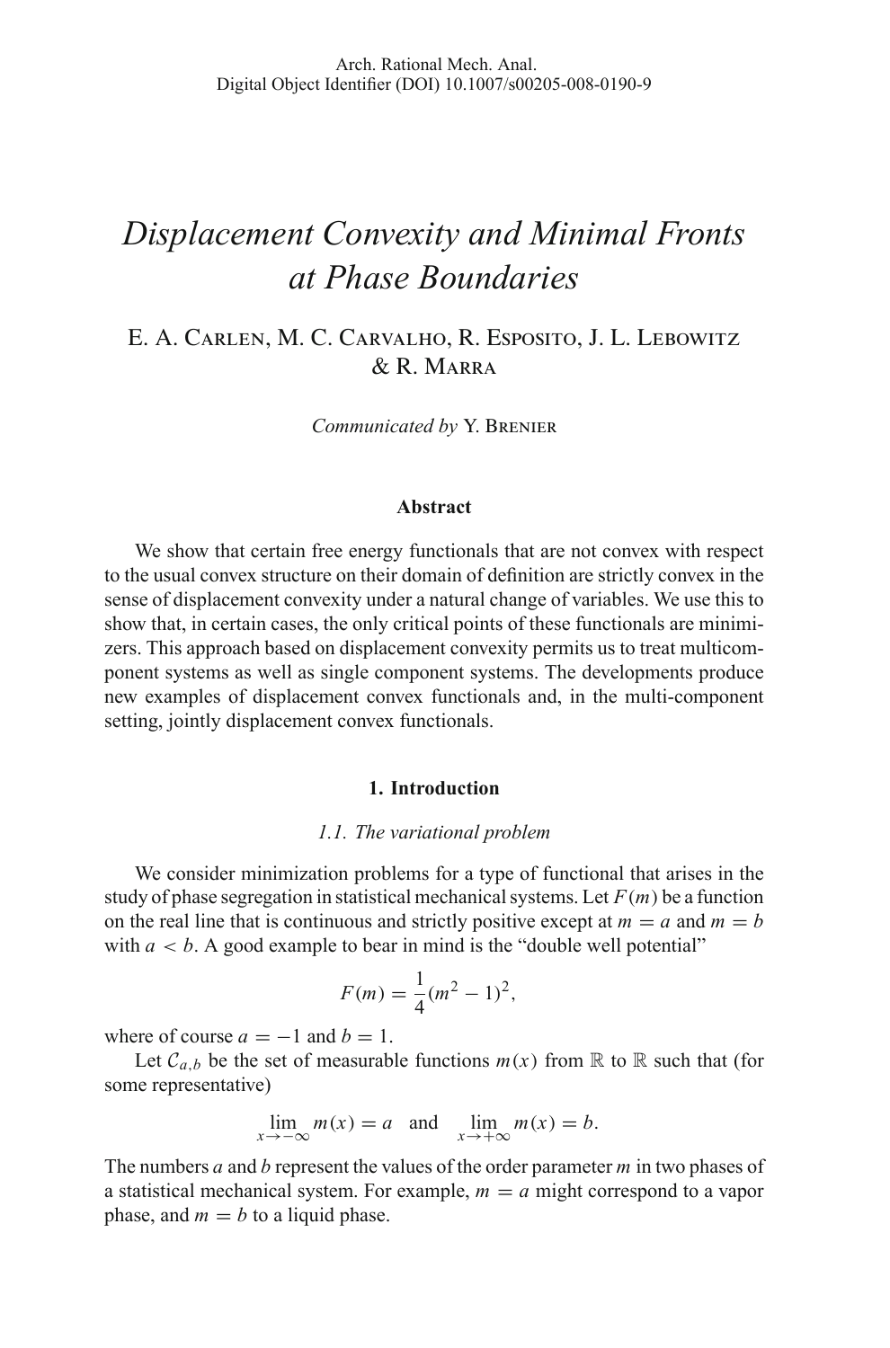# *Displacement Convexity and Minimal Fronts at Phase Boundaries*

E. A. Carlen, M. C. Carvalho, R. Esposito, J. L. Lebowitz & R. Marra

*Communicated by* Y. Brenier

**Abstract**

We show that certain free energy functionals that are not convex with respect to the usual convex structure on their domain of definition are strictly convex in the sense of displacement convexity under a natural change of variables. We use this to show that, in certain cases, the only critical points of these functionals are minimizers. This approach based on displacement convexity permits us to treat multicomponent systems as well as single component systems. The developments produce new examples of displacement convex functionals and, in the multi-component setting, jointly displacement convex functionals.

## 1. Introduction

### *1.1. The variational problem*

We consider minimization problems for a type of functional that arises in the study of phase segregation in statistical mechanical systems. Let $F(m)$ be a function on the real line that is continuous and strictly positive except at $m = a$ and $m = b$ with $a < b$. A good example to bear in mind is the "double well potential"

$$F(m) = \frac{1}{4}(m^2 - 1)^2,$$

where of course $a = -1$ and $b = 1$.

Let $\mathcal{C}_{a,b}$ be the set of measurable functions $m(x)$ from $\mathbb{R}$ to $\mathbb{R}$ such that (for some representative)

$$\lim_{x\to-\infty} m(x) = a \quad \text{and} \quad \lim_{x\to+\infty} m(x) = b.$$

The numbers $a$ and $b$ represent the values of the order parameter $m$ in two phases of a statistical mechanical system. For example, $m = a$ might correspond to a vapor phase, and $m = b$ to a liquid phase.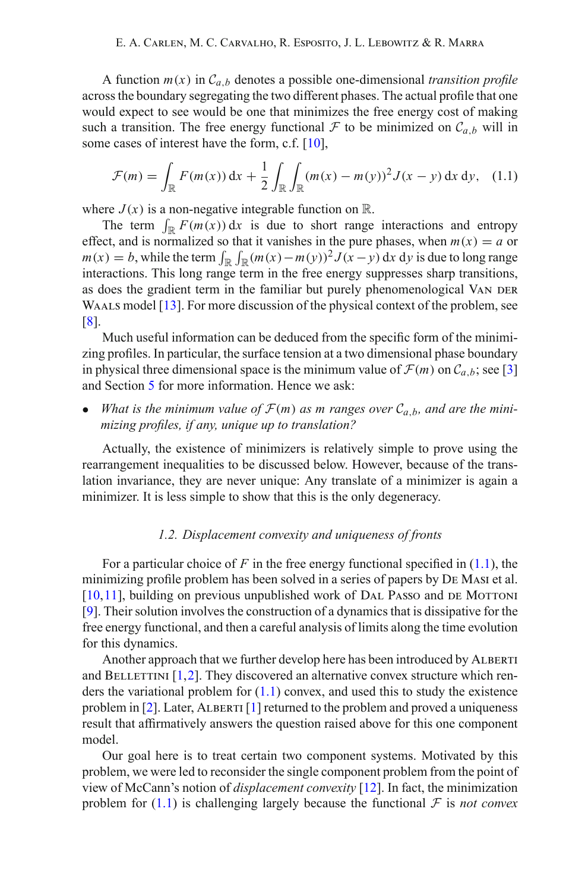A function $m(x)$ in $\mathcal{C}_{a,b}$ denotes a possible one-dimensional *transition profile* across the boundary segregating the two different phases. The actual profile that one would expect to see would be one that minimizes the free energy cost of making such a transition. The free energy functional $\mathcal{F}$ to be minimized on $\mathcal{C}_{a,b}$ will in some cases of interest have the form, c.f. [10],

$$\mathcal{F}(m) = \int_{\mathbb{R}} F(m(x))\,\mathrm{d}x + \frac{1}{2}\int_{\mathbb{R}}\int_{\mathbb{R}} (m(x) - m(y))^2 J(x-y)\,\mathrm{d}x\,\mathrm{d}y, \quad (1.1)$$

where $J(x)$ is a non-negative integrable function on $\mathbb{R}$.

The term $\int_{\mathbb{R}} F(m(x))\,\mathrm{d}x$ is due to short range interactions and entropy effect, and is normalized so that it vanishes in the pure phases, when $m(x) = a$ or $m(x) = b$, while the term $\int_{\mathbb{R}}\int_{\mathbb{R}}(m(x)-m(y))^2 J(x-y)\,\mathrm{d}x\,\mathrm{d}y$ is due to long range interactions. This long range term in the free energy suppresses sharp transitions, as does the gradient term in the familiar but purely phenomenological Van der Waals model [13]. For more discussion of the physical context of the problem, see [8].

Much useful information can be deduced from the specific form of the minimizing profiles. In particular, the surface tension at a two dimensional phase boundary in physical three dimensional space is the minimum value of $\mathcal{F}(m)$ on $\mathcal{C}_{a,b}$; see [3] and Section 5 for more information. Hence we ask:

- *What is the minimum value of $\mathcal{F}(m)$ as $m$ ranges over $\mathcal{C}_{a,b}$, and are the minimizing profiles, if any, unique up to translation?*

Actually, the existence of minimizers is relatively simple to prove using the rearrangement inequalities to be discussed below. However, because of the translation invariance, they are never unique: Any translate of a minimizer is again a minimizer. It is less simple to show that this is the only degeneracy.

### 1.2. Displacement convexity and uniqueness of fronts

For a particular choice of $F$ in the free energy functional specified in (1.1), the minimizing profile problem has been solved in a series of papers by De Masi et al. [10,11], building on previous unpublished work of Dal Passo and de Mottoni [9]. Their solution involves the construction of a dynamics that is dissipative for the free energy functional, and then a careful analysis of limits along the time evolution for this dynamics.

Another approach that we further develop here has been introduced by Alberti and Bellettini [1,2]. They discovered an alternative convex structure which renders the variational problem for (1.1) convex, and used this to study the existence problem in [2]. Later, Alberti [1] returned to the problem and proved a uniqueness result that affirmatively answers the question raised above for this one component model.

Our goal here is to treat certain two component systems. Motivated by this problem, we were led to reconsider the single component problem from the point of view of McCann's notion of *displacement convexity* [12]. In fact, the minimization problem for (1.1) is challenging largely because the functional $\mathcal{F}$ is *not convex*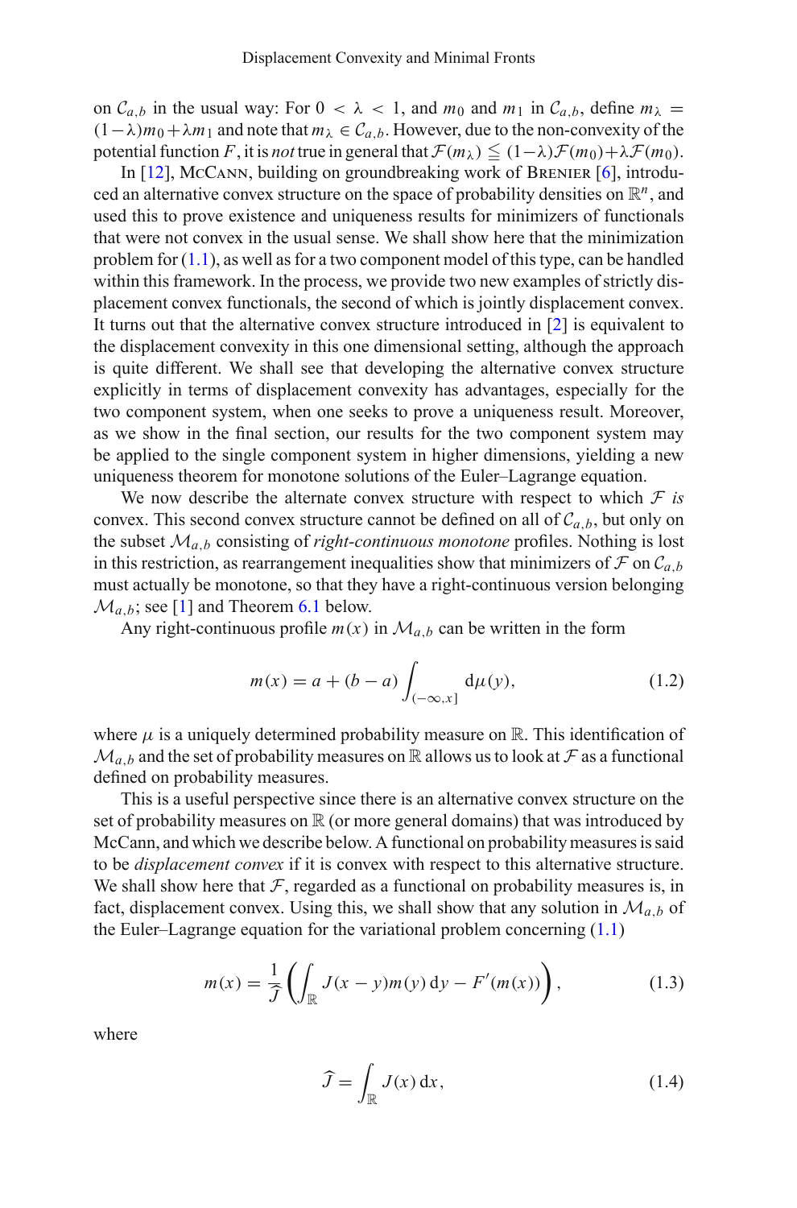on $\mathcal{C}_{a,b}$ in the usual way: For $0 < \lambda < 1$, and $m_0$ and $m_1$ in $\mathcal{C}_{a,b}$, define $m_\lambda = (1-\lambda)m_0 + \lambda m_1$ and note that $m_\lambda \in \mathcal{C}_{a,b}$. However, due to the non-convexity of the potential function $F$, it is *not* true in general that $\mathcal{F}(m_\lambda) \leqq (1-\lambda)\mathcal{F}(m_0) + \lambda\mathcal{F}(m_0)$.

In [12], McCann, building on groundbreaking work of Brenier [6], introduced an alternative convex structure on the space of probability densities on $\mathbb{R}^n$, and used this to prove existence and uniqueness results for minimizers of functionals that were not convex in the usual sense. We shall show here that the minimization problem for (1.1), as well as for a two component model of this type, can be handled within this framework. In the process, we provide two new examples of strictly displacement convex functionals, the second of which is jointly displacement convex. It turns out that the alternative convex structure introduced in [2] is equivalent to the displacement convexity in this one dimensional setting, although the approach is quite different. We shall see that developing the alternative convex structure explicitly in terms of displacement convexity has advantages, especially for the two component system, when one seeks to prove a uniqueness result. Moreover, as we show in the final section, our results for the two component system may be applied to the single component system in higher dimensions, yielding a new uniqueness theorem for monotone solutions of the Euler–Lagrange equation.

We now describe the alternate convex structure with respect to which $\mathcal{F}$ *is* convex. This second convex structure cannot be defined on all of $\mathcal{C}_{a,b}$, but only on the subset $\mathcal{M}_{a,b}$ consisting of *right-continuous monotone* profiles. Nothing is lost in this restriction, as rearrangement inequalities show that minimizers of $\mathcal{F}$ on $\mathcal{C}_{a,b}$ must actually be monotone, so that they have a right-continuous version belonging $\mathcal{M}_{a,b}$; see [1] and Theorem 6.1 below.

Any right-continuous profile $m(x)$ in $\mathcal{M}_{a,b}$ can be written in the form

$$m(x) = a + (b-a)\int_{(-\infty,x]} \mathrm{d}\mu(y), \tag{1.2}$$

where $\mu$ is a uniquely determined probability measure on $\mathbb{R}$. This identification of $\mathcal{M}_{a,b}$ and the set of probability measures on $\mathbb{R}$ allows us to look at $\mathcal{F}$ as a functional defined on probability measures.

This is a useful perspective since there is an alternative convex structure on the set of probability measures on $\mathbb{R}$ (or more general domains) that was introduced by McCann, and which we describe below. A functional on probability measures is said to be *displacement convex* if it is convex with respect to this alternative structure. We shall show here that $\mathcal{F}$, regarded as a functional on probability measures is, in fact, displacement convex. Using this, we shall show that any solution in $\mathcal{M}_{a,b}$ of the Euler–Lagrange equation for the variational problem concerning (1.1)

$$m(x) = \frac{1}{\widehat{J}}\left(\int_{\mathbb{R}} J(x-y)m(y)\,\mathrm{d}y - F'(m(x))\right), \tag{1.3}$$

where

$$\widehat{J} = \int_{\mathbb{R}} J(x)\,\mathrm{d}x, \tag{1.4}$$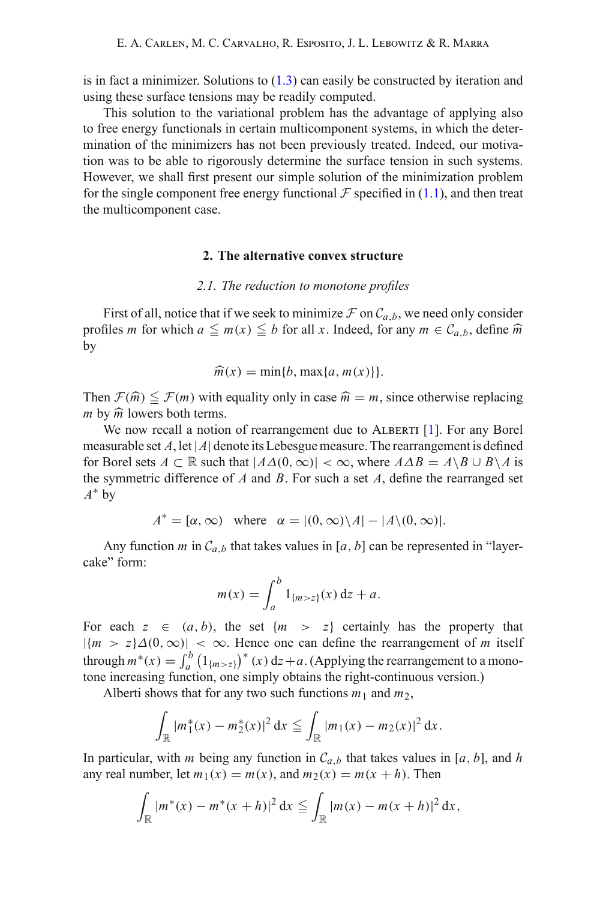is in fact a minimizer. Solutions to (1.3) can easily be constructed by iteration and using these surface tensions may be readily computed.

This solution to the variational problem has the advantage of applying also to free energy functionals in certain multicomponent systems, in which the determination of the minimizers has not been previously treated. Indeed, our motivation was to be able to rigorously determine the surface tension in such systems. However, we shall first present our simple solution of the minimization problem for the single component free energy functional $\mathcal{F}$ specified in (1.1), and then treat the multicomponent case.

## 2. The alternative convex structure

### *2.1. The reduction to monotone profiles*

First of all, notice that if we seek to minimize $\mathcal{F}$ on $\mathcal{C}_{a,b}$, we need only consider profiles $m$ for which $a \leqq m(x) \leqq b$ for all $x$. Indeed, for any $m \in \mathcal{C}_{a,b}$, define $\widehat{m}$ by

$$\widehat{m}(x) = \min\{b, \max\{a, m(x)\}\}.$$

Then $\mathcal{F}(\widehat{m}) \leqq \mathcal{F}(m)$ with equality only in case $\widehat{m} = m$, since otherwise replacing $m$ by $\widehat{m}$ lowers both terms.

We now recall a notion of rearrangement due to Alberti [1]. For any Borel measurable set $A$, let $|A|$ denote its Lebesgue measure. The rearrangement is defined for Borel sets $A \subset \mathbb{R}$ such that $|A \Delta (0,\infty)| < \infty$, where $A \Delta B = A \backslash B \cup B \backslash A$ is the symmetric difference of $A$ and $B$. For such a set $A$, define the rearranged set $A^*$ by

$$A^* = [\alpha, \infty) \quad \text{where} \quad \alpha = |(0,\infty)\backslash A| - |A \backslash (0,\infty)|.$$

Any function $m$ in $\mathcal{C}_{a,b}$ that takes values in $[a,b]$ can be represented in "layer-cake" form:

$$m(x) = \int_a^b 1_{\{m>z\}}(x)\,\mathrm{d}z + a.$$

For each $z \in (a,b)$, the set $\{m > z\}$ certainly has the property that $|\{m > z\} \Delta (0,\infty)| < \infty$. Hence one can define the rearrangement of $m$ itself through $m^*(x) = \int_a^b \left(1_{\{m>z\}}\right)^*(x)\,\mathrm{d}z + a$. (Applying the rearrangement to a monotone increasing function, one simply obtains the right-continuous version.)

Alberti shows that for any two such functions $m_1$ and $m_2$,

$$\int_{\mathbb{R}} |m_1^*(x) - m_2^*(x)|^2\,\mathrm{d}x \leqq \int_{\mathbb{R}} |m_1(x) - m_2(x)|^2\,\mathrm{d}x.$$

In particular, with $m$ being any function in $\mathcal{C}_{a,b}$ that takes values in $[a,b]$, and $h$ any real number, let $m_1(x) = m(x)$, and $m_2(x) = m(x+h)$. Then

$$\int_{\mathbb{R}} |m^*(x) - m^*(x+h)|^2\,\mathrm{d}x \leqq \int_{\mathbb{R}} |m(x) - m(x+h)|^2\,\mathrm{d}x,$$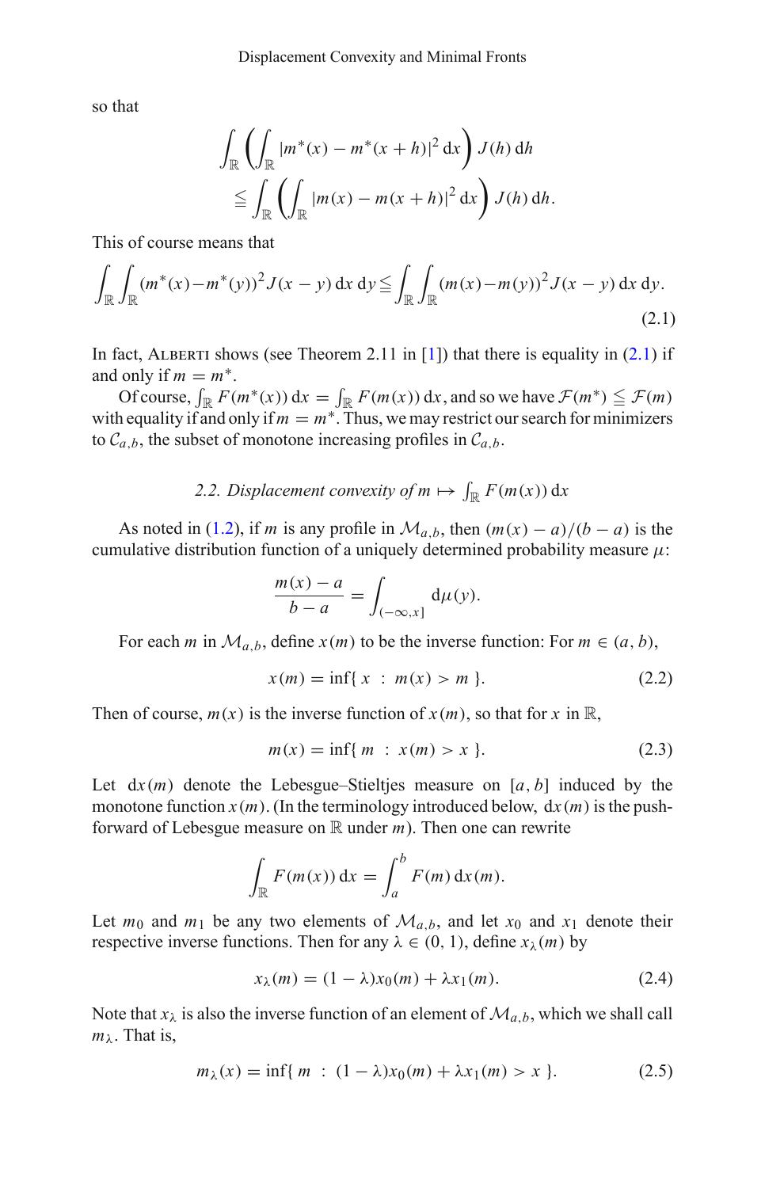so that

$$\int_{\mathbb{R}} \left( \int_{\mathbb{R}} |m^*(x) - m^*(x+h)|^2 \, \mathrm{d}x \right) J(h) \, \mathrm{d}h$$
$$\leqq \int_{\mathbb{R}} \left( \int_{\mathbb{R}} |m(x) - m(x+h)|^2 \, \mathrm{d}x \right) J(h) \, \mathrm{d}h.$$

This of course means that

$$\int_{\mathbb{R}} \int_{\mathbb{R}} (m^*(x) - m^*(y))^2 J(x-y) \, \mathrm{d}x \, \mathrm{d}y \leqq \int_{\mathbb{R}} \int_{\mathbb{R}} (m(x) - m(y))^2 J(x-y) \, \mathrm{d}x \, \mathrm{d}y. \tag{2.1}$$

In fact, Alberti shows (see Theorem 2.11 in [1]) that there is equality in (2.1) if and only if $m = m^*$.

Of course, $\int_{\mathbb{R}} F(m^*(x)) \, \mathrm{d}x = \int_{\mathbb{R}} F(m(x)) \, \mathrm{d}x$, and so we have $\mathcal{F}(m^*) \leqq \mathcal{F}(m)$ with equality if and only if $m = m^*$. Thus, we may restrict our search for minimizers to $\mathcal{C}_{a,b}$, the subset of monotone increasing profiles in $\mathcal{C}_{a,b}$.

### *2.2. Displacement convexity of $m \mapsto \int_{\mathbb{R}} F(m(x)) \, \mathrm{d}x$*

As noted in (1.2), if $m$ is any profile in $\mathcal{M}_{a,b}$, then $(m(x) - a)/(b - a)$ is the cumulative distribution function of a uniquely determined probability measure $\mu$:

$$\frac{m(x) - a}{b - a} = \int_{(-\infty, x]} \mathrm{d}\mu(y).$$

For each $m$ in $\mathcal{M}_{a,b}$, define $x(m)$ to be the inverse function: For $m \in (a, b)$,

$$x(m) = \inf\{ \, x \, : \, m(x) > m \, \}. \tag{2.2}$$

Then of course, $m(x)$ is the inverse function of $x(m)$, so that for $x$ in $\mathbb{R}$,

$$m(x) = \inf\{ \, m \, : \, x(m) > x \, \}. \tag{2.3}$$

Let $\mathrm{d}x(m)$ denote the Lebesgue–Stieltjes measure on $[a, b]$ induced by the monotone function $x(m)$. (In the terminology introduced below, $\mathrm{d}x(m)$ is the push-forward of Lebesgue measure on $\mathbb{R}$ under $m$). Then one can rewrite

$$\int_{\mathbb{R}} F(m(x)) \, \mathrm{d}x = \int_a^b F(m) \, \mathrm{d}x(m).$$

Let $m_0$ and $m_1$ be any two elements of $\mathcal{M}_{a,b}$, and let $x_0$ and $x_1$ denote their respective inverse functions. Then for any $\lambda \in (0, 1)$, define $x_\lambda(m)$ by

$$x_\lambda(m) = (1 - \lambda) x_0(m) + \lambda x_1(m). \tag{2.4}$$

Note that $x_\lambda$ is also the inverse function of an element of $\mathcal{M}_{a,b}$, which we shall call $m_\lambda$. That is,

$$m_\lambda(x) = \inf\{ \, m \, : \, (1 - \lambda) x_0(m) + \lambda x_1(m) > x \, \}. \tag{2.5}$$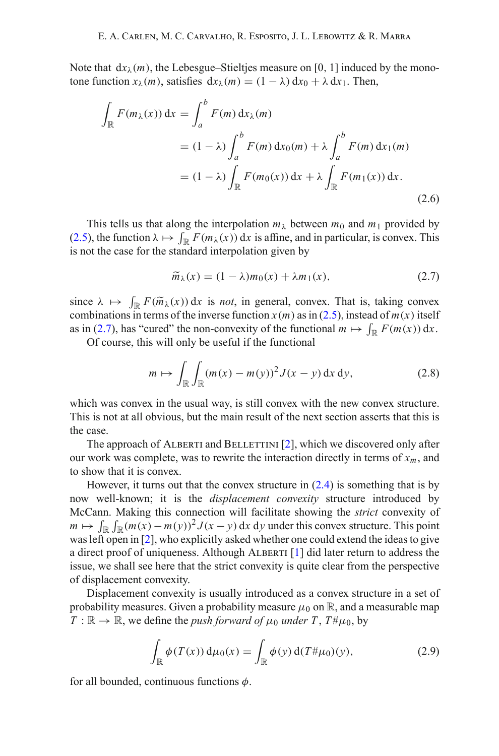Note that $\mathrm{d}x_\lambda(m)$, the Lebesgue–Stieltjes measure on $[0, 1]$ induced by the monotone function $x_\lambda(m)$, satisfies $\mathrm{d}x_\lambda(m) = (1 - \lambda)\,\mathrm{d}x_0 + \lambda\,\mathrm{d}x_1$. Then,

$$
\begin{aligned}
\int_{\mathbb{R}} F(m_\lambda(x))\,\mathrm{d}x &= \int_a^b F(m)\,\mathrm{d}x_\lambda(m) \\
&= (1 - \lambda)\int_a^b F(m)\,\mathrm{d}x_0(m) + \lambda \int_a^b F(m)\,\mathrm{d}x_1(m) \\
&= (1 - \lambda)\int_{\mathbb{R}} F(m_0(x))\,\mathrm{d}x + \lambda \int_{\mathbb{R}} F(m_1(x))\,\mathrm{d}x.
\end{aligned}
\tag{2.6}
$$

This tells us that along the interpolation $m_\lambda$ between $m_0$ and $m_1$ provided by (2.5), the function $\lambda \mapsto \int_{\mathbb{R}} F(m_\lambda(x))\,\mathrm{d}x$ is affine, and in particular, is convex. This is not the case for the standard interpolation given by

$$
\widetilde{m}_\lambda(x) = (1 - \lambda)m_0(x) + \lambda m_1(x), \tag{2.7}
$$

since $\lambda \mapsto \int_{\mathbb{R}} F(\widetilde{m}_\lambda(x))\,\mathrm{d}x$ is *not*, in general, convex. That is, taking convex combinations in terms of the inverse function $x(m)$ as in (2.5), instead of $m(x)$ itself as in (2.7), has "cured" the non-convexity of the functional $m \mapsto \int_{\mathbb{R}} F(m(x))\,\mathrm{d}x$.

Of course, this will only be useful if the functional

$$
m \mapsto \int_{\mathbb{R}}\int_{\mathbb{R}} (m(x) - m(y))^2 J(x - y)\,\mathrm{d}x\,\mathrm{d}y, \tag{2.8}
$$

which was convex in the usual way, is still convex with the new convex structure. This is not at all obvious, but the main result of the next section asserts that this is the case.

The approach of Alberti and Bellettini [2], which we discovered only after our work was complete, was to rewrite the interaction directly in terms of $x_m$, and to show that it is convex.

However, it turns out that the convex structure in (2.4) is something that is by now well-known; it is the *displacement convexity* structure introduced by McCann. Making this connection will facilitate showing the *strict* convexity of $m \mapsto \int_{\mathbb{R}}\int_{\mathbb{R}} (m(x) - m(y))^2 J(x - y)\,\mathrm{d}x\,\mathrm{d}y$ under this convex structure. This point was left open in [2], who explicitly asked whether one could extend the ideas to give a direct proof of uniqueness. Although Alberti [1] did later return to address the issue, we shall see here that the strict convexity is quite clear from the perspective of displacement convexity.

Displacement convexity is usually introduced as a convex structure in a set of probability measures. Given a probability measure $\mu_0$ on $\mathbb{R}$, and a measurable map $T : \mathbb{R} \to \mathbb{R}$, we define the *push forward of* $\mu_0$ *under* $T$, $T\#\mu_0$, by

$$
\int_{\mathbb{R}} \phi(T(x))\,\mathrm{d}\mu_0(x) = \int_{\mathbb{R}} \phi(y)\,\mathrm{d}(T\#\mu_0)(y), \tag{2.9}
$$

for all bounded, continuous functions $\phi$.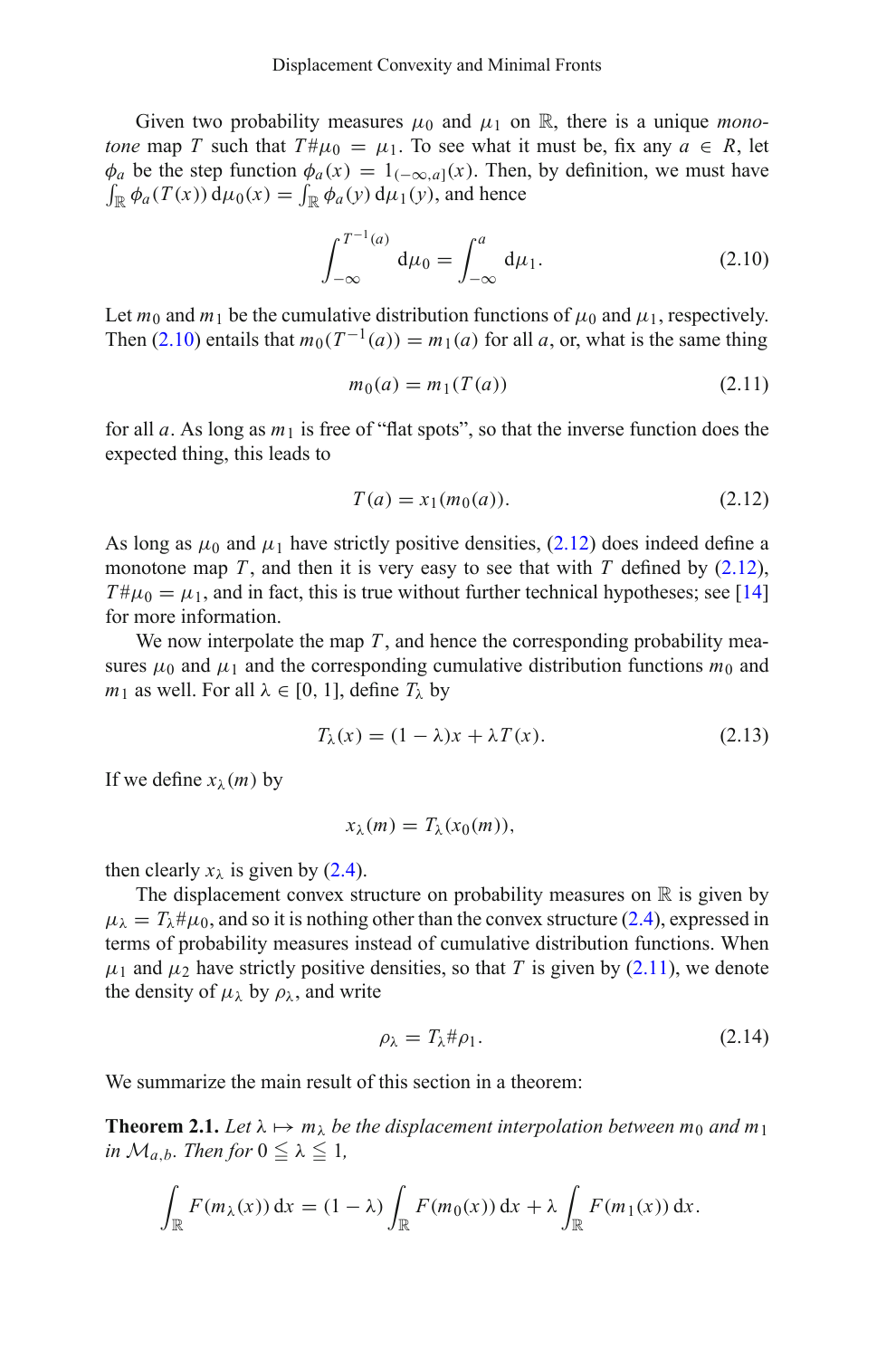Given two probability measures $\mu_0$ and $\mu_1$ on $\mathbb{R}$, there is a unique *monotone* map $T$ such that $T\#\mu_0 = \mu_1$. To see what it must be, fix any $a \in R$, let $\phi_a$ be the step function $\phi_a(x) = 1_{(-\infty,a]}(x)$. Then, by definition, we must have $\int_{\mathbb{R}} \phi_a(T(x))\,\mathrm{d}\mu_0(x) = \int_{\mathbb{R}} \phi_a(y)\,\mathrm{d}\mu_1(y)$, and hence

$$\int_{-\infty}^{T^{-1}(a)} \mathrm{d}\mu_0 = \int_{-\infty}^{a} \mathrm{d}\mu_1. \tag{2.10}$$

Let $m_0$ and $m_1$ be the cumulative distribution functions of $\mu_0$ and $\mu_1$, respectively. Then (2.10) entails that $m_0(T^{-1}(a)) = m_1(a)$ for all $a$, or, what is the same thing

$$m_0(a) = m_1(T(a)) \tag{2.11}$$

for all $a$. As long as $m_1$ is free of "flat spots", so that the inverse function does the expected thing, this leads to

$$T(a) = x_1(m_0(a)). \tag{2.12}$$

As long as $\mu_0$ and $\mu_1$ have strictly positive densities, (2.12) does indeed define a monotone map $T$, and then it is very easy to see that with $T$ defined by (2.12), $T\#\mu_0 = \mu_1$, and in fact, this is true without further technical hypotheses; see [14] for more information.

We now interpolate the map $T$, and hence the corresponding probability measures $\mu_0$ and $\mu_1$ and the corresponding cumulative distribution functions $m_0$ and $m_1$ as well. For all $\lambda \in [0, 1]$, define $T_\lambda$ by

$$T_\lambda(x) = (1 - \lambda)x + \lambda T(x). \tag{2.13}$$

If we define $x_\lambda(m)$ by

$$x_\lambda(m) = T_\lambda(x_0(m)),$$

then clearly $x_\lambda$ is given by (2.4).

The displacement convex structure on probability measures on $\mathbb{R}$ is given by $\mu_\lambda = T_\lambda\#\mu_0$, and so it is nothing other than the convex structure (2.4), expressed in terms of probability measures instead of cumulative distribution functions. When $\mu_1$ and $\mu_2$ have strictly positive densities, so that $T$ is given by (2.11), we denote the density of $\mu_\lambda$ by $\rho_\lambda$, and write

$$\rho_\lambda = T_\lambda\#\rho_1. \tag{2.14}$$

We summarize the main result of this section in a theorem:

**Theorem 2.1.** *Let $\lambda \mapsto m_\lambda$ be the displacement interpolation between $m_0$ and $m_1$ in $\mathcal{M}_{a,b}$. Then for $0 \leqq \lambda \leqq 1$,*

$$\int_{\mathbb{R}} F(m_\lambda(x))\,\mathrm{d}x = (1 - \lambda)\int_{\mathbb{R}} F(m_0(x))\,\mathrm{d}x + \lambda \int_{\mathbb{R}} F(m_1(x))\,\mathrm{d}x.$$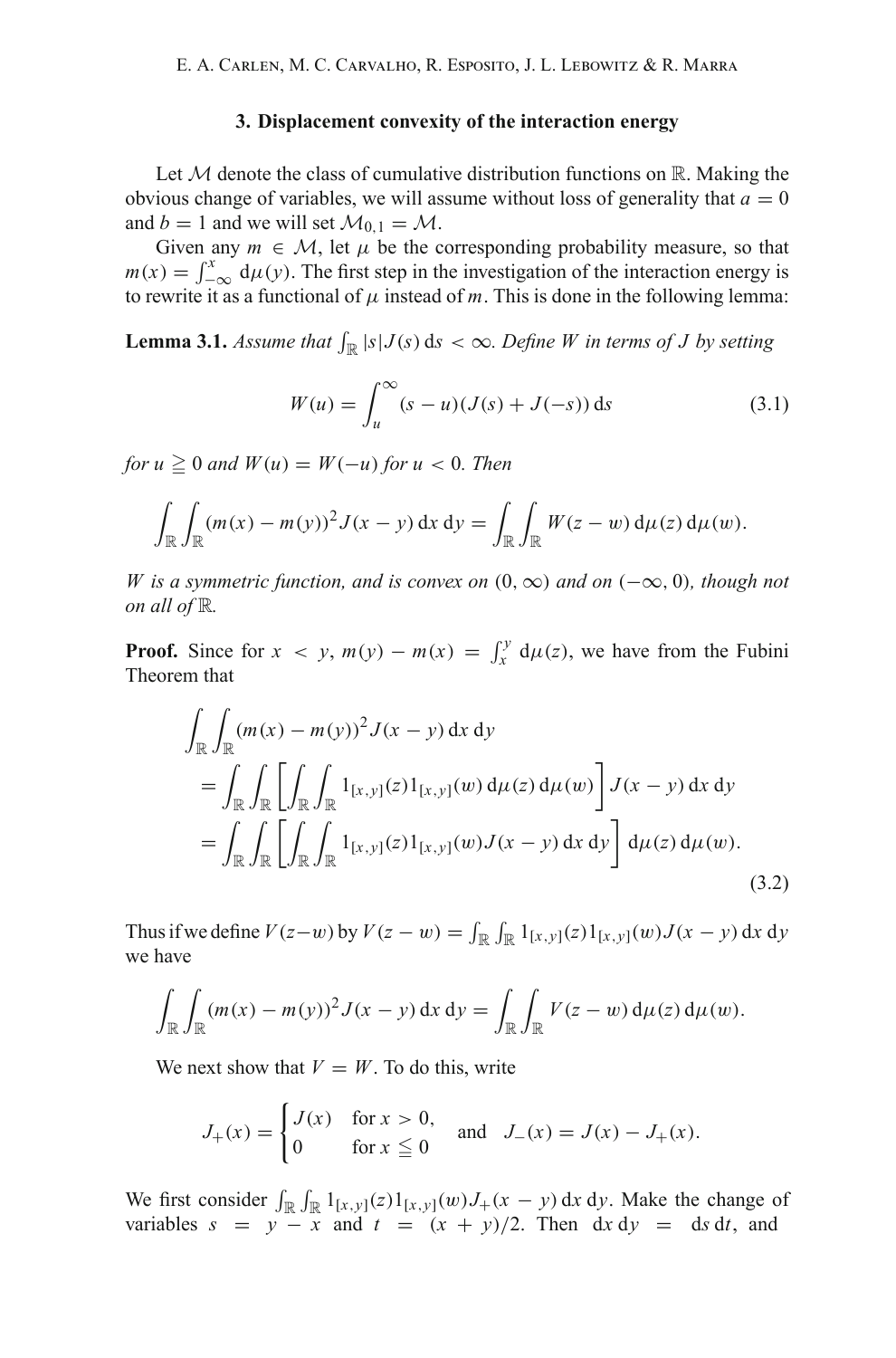## 3. Displacement convexity of the interaction energy

Let $\mathcal{M}$ denote the class of cumulative distribution functions on $\mathbb{R}$. Making the obvious change of variables, we will assume without loss of generality that $a = 0$ and $b = 1$ and we will set $\mathcal{M}_{0,1} = \mathcal{M}$.

Given any $m \in \mathcal{M}$, let $\mu$ be the corresponding probability measure, so that $m(x) = \int_{-\infty}^{x} \mathrm{d}\mu(y)$. The first step in the investigation of the interaction energy is to rewrite it as a functional of $\mu$ instead of $m$. This is done in the following lemma:

**Lemma 3.1.** *Assume that $\int_{\mathbb{R}} |s| J(s)\,\mathrm{d}s < \infty$. Define $W$ in terms of $J$ by setting*

$$W(u) = \int_{u}^{\infty} (s-u)(J(s) + J(-s))\,\mathrm{d}s \tag{3.1}$$

*for $u \geqq 0$ and $W(u) = W(-u)$ for $u < 0$. Then*

$$\int_{\mathbb{R}} \int_{\mathbb{R}} (m(x) - m(y))^2 J(x-y)\,\mathrm{d}x\,\mathrm{d}y = \int_{\mathbb{R}} \int_{\mathbb{R}} W(z-w)\,\mathrm{d}\mu(z)\,\mathrm{d}\mu(w).$$

*$W$ is a symmetric function, and is convex on $(0,\infty)$ and on $(-\infty, 0)$, though not on all of $\mathbb{R}$.*

**Proof.** Since for $x < y$, $m(y) - m(x) = \int_x^y \mathrm{d}\mu(z)$, we have from the Fubini Theorem that

$$\begin{aligned}
&\int_{\mathbb{R}} \int_{\mathbb{R}} (m(x) - m(y))^2 J(x-y)\,\mathrm{d}x\,\mathrm{d}y \\
&= \int_{\mathbb{R}} \int_{\mathbb{R}} \left[ \int_{\mathbb{R}} \int_{\mathbb{R}} 1_{[x,y]}(z) 1_{[x,y]}(w)\,\mathrm{d}\mu(z)\,\mathrm{d}\mu(w) \right] J(x-y)\,\mathrm{d}x\,\mathrm{d}y \\
&= \int_{\mathbb{R}} \int_{\mathbb{R}} \left[ \int_{\mathbb{R}} \int_{\mathbb{R}} 1_{[x,y]}(z) 1_{[x,y]}(w) J(x-y)\,\mathrm{d}x\,\mathrm{d}y \right] \mathrm{d}\mu(z)\,\mathrm{d}\mu(w).
\end{aligned} \tag{3.2}$$

Thus if we define $V(z-w)$ by $V(z-w) = \int_{\mathbb{R}} \int_{\mathbb{R}} 1_{[x,y]}(z) 1_{[x,y]}(w) J(x-y)\,\mathrm{d}x\,\mathrm{d}y$ we have

$$\int_{\mathbb{R}} \int_{\mathbb{R}} (m(x) - m(y))^2 J(x-y)\,\mathrm{d}x\,\mathrm{d}y = \int_{\mathbb{R}} \int_{\mathbb{R}} V(z-w)\,\mathrm{d}\mu(z)\,\mathrm{d}\mu(w).$$

We next show that $V = W$. To do this, write

$$J_+(x) = \begin{cases} J(x) & \text{for } x > 0, \\ 0 & \text{for } x \leqq 0 \end{cases} \quad \text{and} \quad J_-(x) = J(x) - J_+(x).$$

We first consider $\int_{\mathbb{R}} \int_{\mathbb{R}} 1_{[x,y]}(z) 1_{[x,y]}(w) J_+(x-y)\,\mathrm{d}x\,\mathrm{d}y$. Make the change of variables $s = y - x$ and $t = (x+y)/2$. Then $\mathrm{d}x\,\mathrm{d}y = \mathrm{d}s\,\mathrm{d}t$, and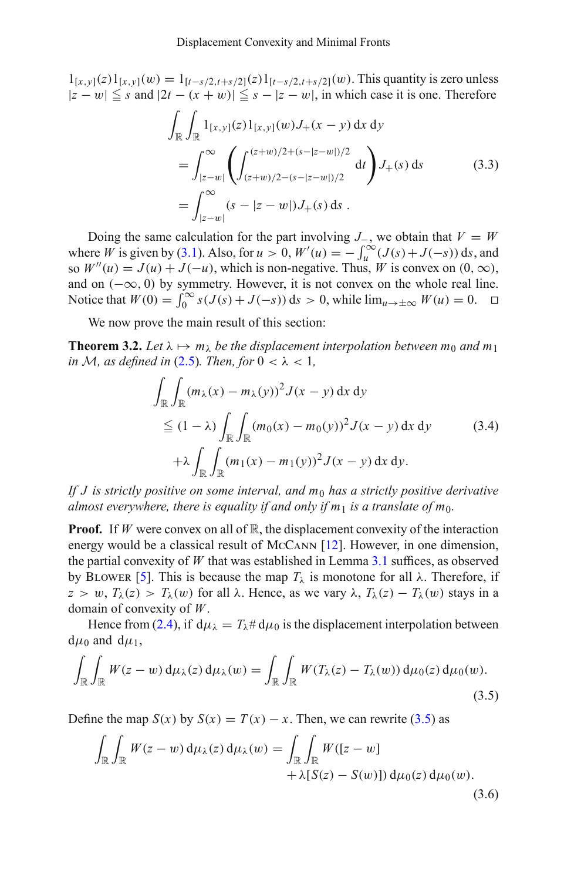$1_{[x,y]}(z)1_{[x,y]}(w) = 1_{[t-s/2,t+s/2]}(z)1_{[t-s/2,t+s/2]}(w)$. This quantity is zero unless $|z-w| \leqq s$ and $|2t-(x+w)| \leqq s - |z-w|$, in which case it is one. Therefore

$$
\begin{aligned}
\int_{\mathbb{R}}\int_{\mathbb{R}} & 1_{[x,y]}(z)1_{[x,y]}(w)J_+(x-y)\,\mathrm{d}x\,\mathrm{d}y \\
&= \int_{|z-w|}^{\infty}\left(\int_{(z+w)/2-(s-|z-w|)/2}^{(z+w)/2+(s-|z-w|)/2}\mathrm{d}t\right)J_+(s)\,\mathrm{d}s \\
&= \int_{|z-w|}^{\infty}(s-|z-w|)J_+(s)\,\mathrm{d}s\ .
\end{aligned}
\tag{3.3}
$$

Doing the same calculation for the part involving $J_-$, we obtain that $V = W$ where $W$ is given by (3.1). Also, for $u > 0$, $W'(u) = -\int_u^\infty (J(s)+J(-s))\,\mathrm{d}s$, and so $W''(u) = J(u) + J(-u)$, which is non-negative. Thus, $W$ is convex on $(0,\infty)$, and on $(-\infty, 0)$ by symmetry. However, it is not convex on the whole real line. Notice that $W(0) = \int_0^\infty s(J(s)+J(-s))\,\mathrm{d}s > 0$, while $\lim_{u\to\pm\infty} W(u) = 0$. □

We now prove the main result of this section:

**Theorem 3.2.** *Let $\lambda \mapsto m_\lambda$ be the displacement interpolation between $m_0$ and $m_1$ in $\mathcal{M}$, as defined in (2.5). Then, for $0 < \lambda < 1$,*

$$
\begin{aligned}
\int_{\mathbb{R}}\int_{\mathbb{R}} & (m_\lambda(x)-m_\lambda(y))^2 J(x-y)\,\mathrm{d}x\,\mathrm{d}y \\
&\leqq (1-\lambda)\int_{\mathbb{R}}\int_{\mathbb{R}}(m_0(x)-m_0(y))^2 J(x-y)\,\mathrm{d}x\,\mathrm{d}y \\
&\quad +\lambda\int_{\mathbb{R}}\int_{\mathbb{R}}(m_1(x)-m_1(y))^2 J(x-y)\,\mathrm{d}x\,\mathrm{d}y.
\end{aligned}
\tag{3.4}
$$

*If $J$ is strictly positive on some interval, and $m_0$ has a strictly positive derivative almost everywhere, there is equality if and only if $m_1$ is a translate of $m_0$.*

**Proof.** If $W$ were convex on all of $\mathbb{R}$, the displacement convexity of the interaction energy would be a classical result of McCann [12]. However, in one dimension, the partial convexity of $W$ that was established in Lemma 3.1 suffices, as observed by Blower [5]. This is because the map $T_\lambda$ is monotone for all $\lambda$. Therefore, if $z > w$, $T_\lambda(z) > T_\lambda(w)$ for all $\lambda$. Hence, as we vary $\lambda$, $T_\lambda(z) - T_\lambda(w)$ stays in a domain of convexity of $W$.

Hence from (2.4), if $\mathrm{d}\mu_\lambda = T_\lambda \# \mathrm{d}\mu_0$ is the displacement interpolation between $\mathrm{d}\mu_0$ and $\mathrm{d}\mu_1$,

$$
\int_{\mathbb{R}}\int_{\mathbb{R}} W(z-w)\,\mathrm{d}\mu_\lambda(z)\,\mathrm{d}\mu_\lambda(w) = \int_{\mathbb{R}}\int_{\mathbb{R}} W(T_\lambda(z)-T_\lambda(w))\,\mathrm{d}\mu_0(z)\,\mathrm{d}\mu_0(w).
\tag{3.5}
$$

Define the map $S(x)$ by $S(x) = T(x) - x$. Then, we can rewrite (3.5) as

$$
\begin{aligned}
\int_{\mathbb{R}}\int_{\mathbb{R}} W(z-w)\,\mathrm{d}\mu_\lambda(z)\,\mathrm{d}\mu_\lambda(w) = \int_{\mathbb{R}}\int_{\mathbb{R}} & W([z-w] \\
&+\lambda[S(z)-S(w)])\,\mathrm{d}\mu_0(z)\,\mathrm{d}\mu_0(w).
\end{aligned}
\tag{3.6}
$$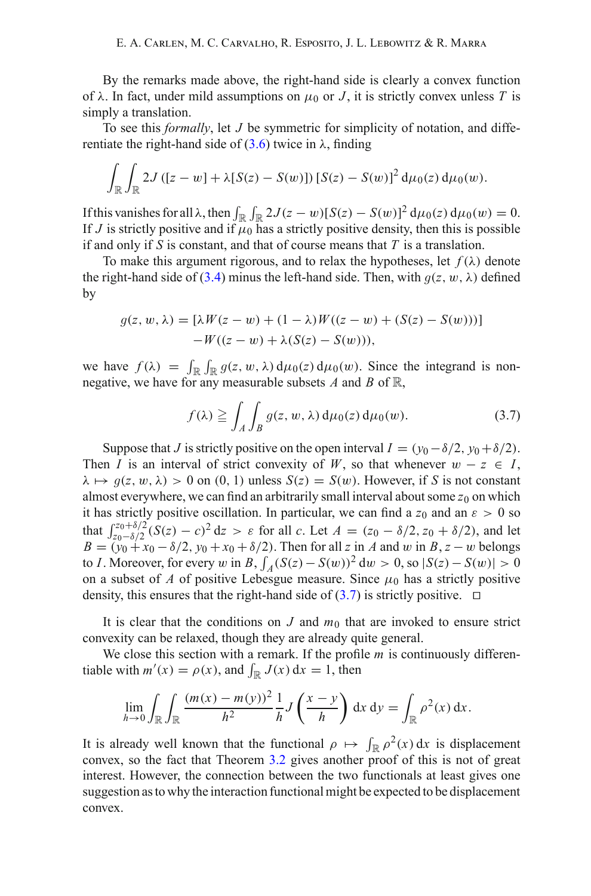By the remarks made above, the right-hand side is clearly a convex function of λ. In fact, under mild assumptions on $\mu_0$ or $J$, it is strictly convex unless $T$ is simply a translation.

To see this *formally*, let $J$ be symmetric for simplicity of notation, and differentiate the right-hand side of (3.6) twice in λ, finding

$$\int_{\mathbb{R}}\int_{\mathbb{R}} 2J\left([z-w]+\lambda[S(z)-S(w)]\right)[S(z)-S(w)]^2\,\mathrm{d}\mu_0(z)\,\mathrm{d}\mu_0(w).$$

If this vanishes for all λ, then $\int_{\mathbb{R}}\int_{\mathbb{R}} 2J(z-w)[S(z)-S(w)]^2\,\mathrm{d}\mu_0(z)\,\mathrm{d}\mu_0(w) = 0$. If $J$ is strictly positive and if $\mu_0$ has a strictly positive density, then this is possible if and only if $S$ is constant, and that of course means that $T$ is a translation.

To make this argument rigorous, and to relax the hypotheses, let $f(\lambda)$ denote the right-hand side of (3.4) minus the left-hand side. Then, with $g(z,w,\lambda)$ defined by

$$\begin{aligned} g(z,w,\lambda) &= [\lambda W(z-w) + (1-\lambda)W((z-w)+(S(z)-S(w)))] \\ &\quad - W((z-w)+\lambda(S(z)-S(w))), \end{aligned}$$

we have $f(\lambda) = \int_{\mathbb{R}}\int_{\mathbb{R}} g(z,w,\lambda)\,\mathrm{d}\mu_0(z)\,\mathrm{d}\mu_0(w)$. Since the integrand is non-negative, we have for any measurable subsets $A$ and $B$ of $\mathbb{R}$,

$$f(\lambda) \geqq \int_A\int_B g(z,w,\lambda)\,\mathrm{d}\mu_0(z)\,\mathrm{d}\mu_0(w). \tag{3.7}$$

Suppose that $J$ is strictly positive on the open interval $I = (y_0-\delta/2, y_0+\delta/2)$. Then $I$ is an interval of strict convexity of $W$, so that whenever $w - z \in I$, $\lambda \mapsto g(z,w,\lambda) > 0$ on $(0,1)$ unless $S(z) = S(w)$. However, if $S$ is not constant almost everywhere, we can find an arbitrarily small interval about some $z_0$ on which it has strictly positive oscillation. In particular, we can find a $z_0$ and an $\varepsilon > 0$ so that $\int_{z_0-\delta/2}^{z_0+\delta/2}(S(z)-c)^2\,\mathrm{d}z > \varepsilon$ for all $c$. Let $A = (z_0-\delta/2, z_0+\delta/2)$, and let $B = (y_0+x_0-\delta/2, y_0+x_0+\delta/2)$. Then for all $z$ in $A$ and $w$ in $B$, $z-w$ belongs to $I$. Moreover, for every $w$ in $B$, $\int_A (S(z)-S(w))^2\,\mathrm{d}w > 0$, so $|S(z)-S(w)| > 0$ on a subset of $A$ of positive Lebesgue measure. Since $\mu_0$ has a strictly positive density, this ensures that the right-hand side of (3.7) is strictly positive. □

It is clear that the conditions on $J$ and $m_0$ that are invoked to ensure strict convexity can be relaxed, though they are already quite general.

We close this section with a remark. If the profile $m$ is continuously differentiable with $m'(x) = \rho(x)$, and $\int_{\mathbb{R}} J(x)\,\mathrm{d}x = 1$, then

$$\lim_{h\to 0}\int_{\mathbb{R}}\int_{\mathbb{R}} \frac{(m(x)-m(y))^2}{h^2}\frac{1}{h}J\left(\frac{x-y}{h}\right)\,\mathrm{d}x\,\mathrm{d}y = \int_{\mathbb{R}}\rho^2(x)\,\mathrm{d}x.$$

It is already well known that the functional $\rho \mapsto \int_{\mathbb{R}}\rho^2(x)\,\mathrm{d}x$ is displacement convex, so the fact that Theorem 3.2 gives another proof of this is not of great interest. However, the connection between the two functionals at least gives one suggestion as to why the interaction functional might be expected to be displacement convex.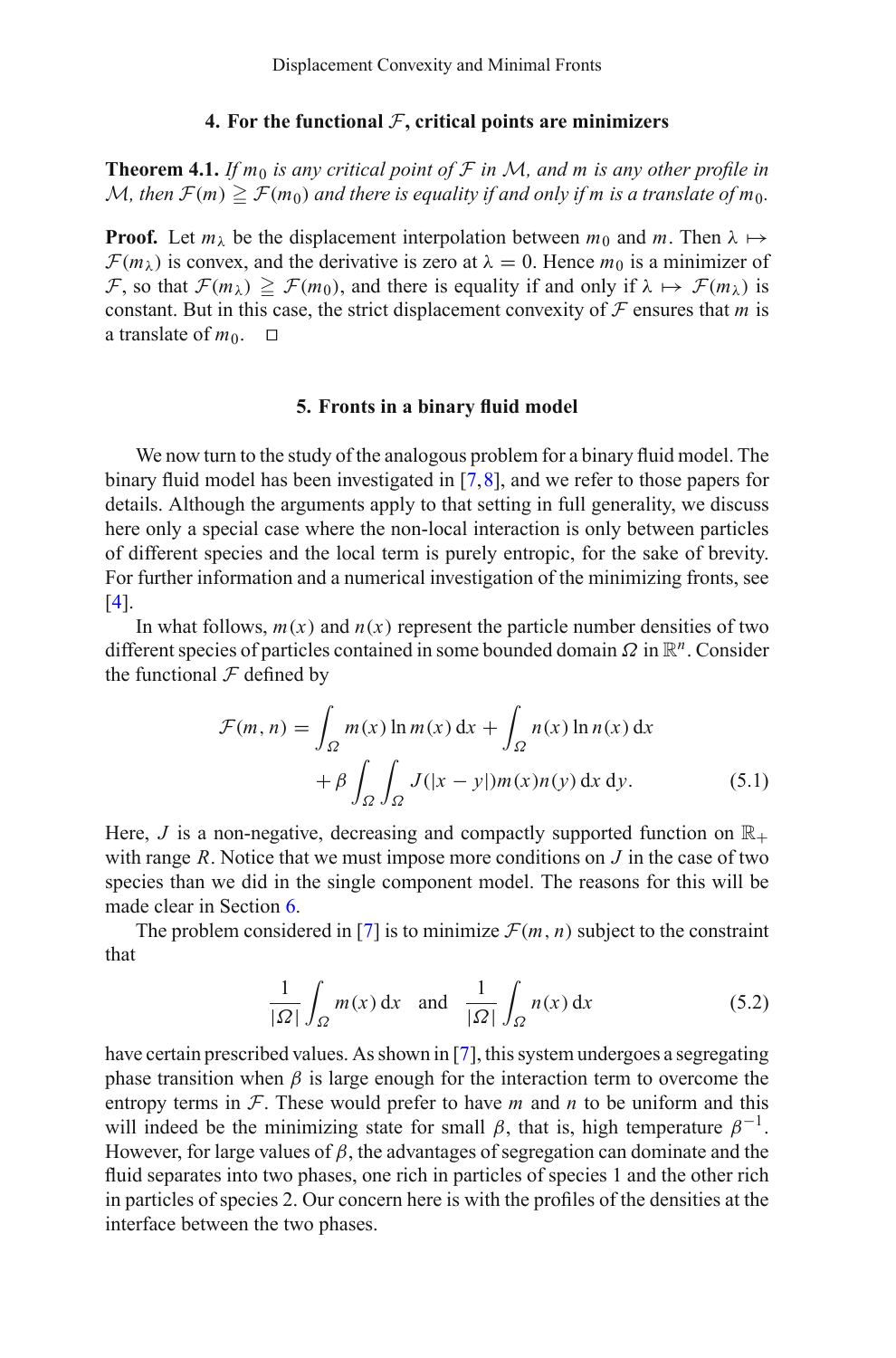## 4. For the functional $\mathcal{F}$, critical points are minimizers

**Theorem 4.1.** *If $m_0$ is any critical point of $\mathcal{F}$ in $\mathcal{M}$, and $m$ is any other profile in $\mathcal{M}$, then $\mathcal{F}(m) \geqq \mathcal{F}(m_0)$ and there is equality if and only if $m$ is a translate of $m_0$.*

**Proof.** Let $m_\lambda$ be the displacement interpolation between $m_0$ and $m$. Then $\lambda \mapsto \mathcal{F}(m_\lambda)$ is convex, and the derivative is zero at $\lambda = 0$. Hence $m_0$ is a minimizer of $\mathcal{F}$, so that $\mathcal{F}(m_\lambda) \geqq \mathcal{F}(m_0)$, and there is equality if and only if $\lambda \mapsto \mathcal{F}(m_\lambda)$ is constant. But in this case, the strict displacement convexity of $\mathcal{F}$ ensures that $m$ is a translate of $m_0$. $\square$

## 5. Fronts in a binary fluid model

We now turn to the study of the analogous problem for a binary fluid model. The binary fluid model has been investigated in [7,8], and we refer to those papers for details. Although the arguments apply to that setting in full generality, we discuss here only a special case where the non-local interaction is only between particles of different species and the local term is purely entropic, for the sake of brevity. For further information and a numerical investigation of the minimizing fronts, see [4].

In what follows, $m(x)$ and $n(x)$ represent the particle number densities of two different species of particles contained in some bounded domain $\Omega$ in $\mathbb{R}^n$. Consider the functional $\mathcal{F}$ defined by

$$
\begin{aligned}
\mathcal{F}(m,n) = &\int_\Omega m(x) \ln m(x)\, \mathrm{d}x + \int_\Omega n(x) \ln n(x)\, \mathrm{d}x \\
&+ \beta \int_\Omega \int_\Omega J(|x-y|) m(x) n(y)\, \mathrm{d}x\, \mathrm{d}y. \qquad (5.1)
\end{aligned}
$$

Here, $J$ is a non-negative, decreasing and compactly supported function on $\mathbb{R}_+$ with range $R$. Notice that we must impose more conditions on $J$ in the case of two species than we did in the single component model. The reasons for this will be made clear in Section 6.

The problem considered in [7] is to minimize $\mathcal{F}(m,n)$ subject to the constraint that

$$
\frac{1}{|\Omega|}\int_\Omega m(x)\, \mathrm{d}x \quad \text{and} \quad \frac{1}{|\Omega|}\int_\Omega n(x)\, \mathrm{d}x \qquad (5.2)
$$

have certain prescribed values. As shown in [7], this system undergoes a segregating phase transition when $\beta$ is large enough for the interaction term to overcome the entropy terms in $\mathcal{F}$. These would prefer to have $m$ and $n$ to be uniform and this will indeed be the minimizing state for small $\beta$, that is, high temperature $\beta^{-1}$. However, for large values of $\beta$, the advantages of segregation can dominate and the fluid separates into two phases, one rich in particles of species 1 and the other rich in particles of species 2. Our concern here is with the profiles of the densities at the interface between the two phases.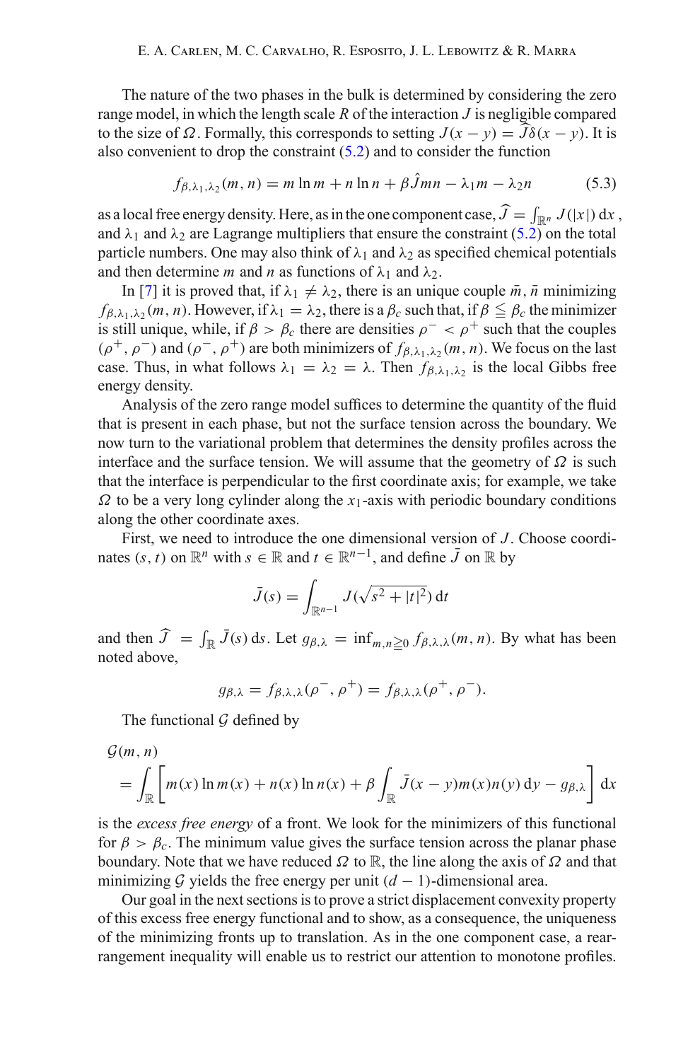The nature of the two phases in the bulk is determined by considering the zero range model, in which the length scale $R$ of the interaction $J$ is negligible compared to the size of $\Omega$. Formally, this corresponds to setting $J(x-y) = \widehat{J}\delta(x-y)$. It is also convenient to drop the constraint (5.2) and to consider the function

$$f_{\beta,\lambda_1,\lambda_2}(m,n) = m\ln m + n\ln n + \beta\hat{J}mn - \lambda_1 m - \lambda_2 n \tag{5.3}$$

as a local free energy density. Here, as in the one component case, $\widehat{J} = \int_{\mathbb{R}^n} J(|x|)\,\mathrm{d}x$, and $\lambda_1$ and $\lambda_2$ are Lagrange multipliers that ensure the constraint (5.2) on the total particle numbers. One may also think of $\lambda_1$ and $\lambda_2$ as specified chemical potentials and then determine $m$ and $n$ as functions of $\lambda_1$ and $\lambda_2$.

In [7] it is proved that, if $\lambda_1 \neq \lambda_2$, there is an unique couple $\bar{m}, \bar{n}$ minimizing $f_{\beta,\lambda_1,\lambda_2}(m,n)$. However, if $\lambda_1 = \lambda_2$, there is a $\beta_c$ such that, if $\beta \leqq \beta_c$ the minimizer is still unique, while, if $\beta > \beta_c$ there are densities $\rho^- < \rho^+$ such that the couples $(\rho^+, \rho^-)$ and $(\rho^-, \rho^+)$ are both minimizers of $f_{\beta,\lambda_1,\lambda_2}(m,n)$. We focus on the last case. Thus, in what follows $\lambda_1 = \lambda_2 = \lambda$. Then $f_{\beta,\lambda_1,\lambda_2}$ is the local Gibbs free energy density.

Analysis of the zero range model suffices to determine the quantity of the fluid that is present in each phase, but not the surface tension across the boundary. We now turn to the variational problem that determines the density profiles across the interface and the surface tension. We will assume that the geometry of $\Omega$ is such that the interface is perpendicular to the first coordinate axis; for example, we take $\Omega$ to be a very long cylinder along the $x_1$-axis with periodic boundary conditions along the other coordinate axes.

First, we need to introduce the one dimensional version of $J$. Choose coordinates $(s,t)$ on $\mathbb{R}^n$ with $s \in \mathbb{R}$ and $t \in \mathbb{R}^{n-1}$, and define $\bar{J}$ on $\mathbb{R}$ by

$$\bar{J}(s) = \int_{\mathbb{R}^{n-1}} J(\sqrt{s^2 + |t|^2})\,\mathrm{d}t$$

and then $\widehat{J} = \int_{\mathbb{R}} \bar{J}(s)\,\mathrm{d}s$. Let $g_{\beta,\lambda} = \inf_{m,n \geqq 0} f_{\beta,\lambda,\lambda}(m,n)$. By what has been noted above,

$$g_{\beta,\lambda} = f_{\beta,\lambda,\lambda}(\rho^-, \rho^+) = f_{\beta,\lambda,\lambda}(\rho^+, \rho^-).$$

The functional $\mathcal{G}$ defined by

$$\mathcal{G}(m,n) = \int_{\mathbb{R}} \left[ m(x)\ln m(x) + n(x)\ln n(x) + \beta \int_{\mathbb{R}} \bar{J}(x-y)m(x)n(y)\,\mathrm{d}y - g_{\beta,\lambda} \right] \mathrm{d}x$$

is the *excess free energy* of a front. We look for the minimizers of this functional for $\beta > \beta_c$. The minimum value gives the surface tension across the planar phase boundary. Note that we have reduced $\Omega$ to $\mathbb{R}$, the line along the axis of $\Omega$ and that minimizing $\mathcal{G}$ yields the free energy per unit $(d-1)$-dimensional area.

Our goal in the next sections is to prove a strict displacement convexity property of this excess free energy functional and to show, as a consequence, the uniqueness of the minimizing fronts up to translation. As in the one component case, a rearrangement inequality will enable us to restrict our attention to monotone profiles.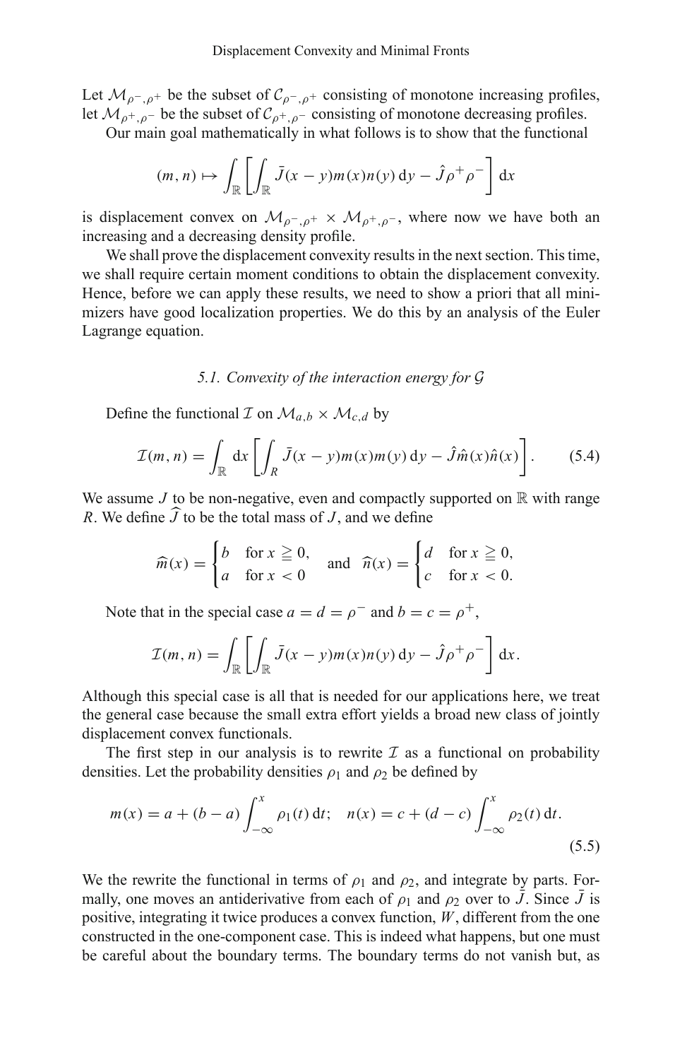Let $\mathcal{M}_{\rho^-,\rho^+}$ be the subset of $\mathcal{C}_{\rho^-,\rho^+}$ consisting of monotone increasing profiles, let $\mathcal{M}_{\rho^+,\rho^-}$ be the subset of $\mathcal{C}_{\rho^+,\rho^-}$ consisting of monotone decreasing profiles.

Our main goal mathematically in what follows is to show that the functional

$$(m,n) \mapsto \int_{\mathbb{R}} \left[ \int_{\mathbb{R}} \bar{J}(x-y)m(x)n(y)\,\mathrm{d}y - \hat{J}\rho^+\rho^- \right] \mathrm{d}x$$

is displacement convex on $\mathcal{M}_{\rho^-,\rho^+} \times \mathcal{M}_{\rho^+,\rho^-}$, where now we have both an increasing and a decreasing density profile.

We shall prove the displacement convexity results in the next section. This time, we shall require certain moment conditions to obtain the displacement convexity. Hence, before we can apply these results, we need to show a priori that all minimizers have good localization properties. We do this by an analysis of the Euler Lagrange equation.

### 5.1. Convexity of the interaction energy for $\mathcal{G}$

Define the functional $\mathcal{I}$ on $\mathcal{M}_{a,b} \times \mathcal{M}_{c,d}$ by

$$\mathcal{I}(m,n) = \int_{\mathbb{R}} \mathrm{d}x \left[ \int_{R} \bar{J}(x-y)m(x)m(y)\,\mathrm{d}y - \hat{J}\hat{m}(x)\hat{n}(x) \right]. \tag{5.4}$$

We assume $J$ to be non-negative, even and compactly supported on $\mathbb{R}$ with range $R$. We define $\widehat{J}$ to be the total mass of $J$, and we define

$$\widehat{m}(x) = \begin{cases} b & \text{for } x \geqq 0, \\ a & \text{for } x < 0 \end{cases} \quad \text{and} \quad \widehat{n}(x) = \begin{cases} d & \text{for } x \geqq 0, \\ c & \text{for } x < 0. \end{cases}$$

Note that in the special case $a = d = \rho^-$ and $b = c = \rho^+$,

$$\mathcal{I}(m,n) = \int_{\mathbb{R}} \left[ \int_{\mathbb{R}} \bar{J}(x-y)m(x)n(y)\,\mathrm{d}y - \hat{J}\rho^+\rho^- \right] \mathrm{d}x.$$

Although this special case is all that is needed for our applications here, we treat the general case because the small extra effort yields a broad new class of jointly displacement convex functionals.

The first step in our analysis is to rewrite $\mathcal{I}$ as a functional on probability densities. Let the probability densities $\rho_1$ and $\rho_2$ be defined by

$$m(x) = a + (b-a)\int_{-\infty}^{x} \rho_1(t)\,\mathrm{d}t; \quad n(x) = c + (d-c)\int_{-\infty}^{x} \rho_2(t)\,\mathrm{d}t. \tag{5.5}$$

We the rewrite the functional in terms of $\rho_1$ and $\rho_2$, and integrate by parts. Formally, one moves an antiderivative from each of $\rho_1$ and $\rho_2$ over to $\bar{J}$. Since $\bar{J}$ is positive, integrating it twice produces a convex function, $W$, different from the one constructed in the one-component case. This is indeed what happens, but one must be careful about the boundary terms. The boundary terms do not vanish but, as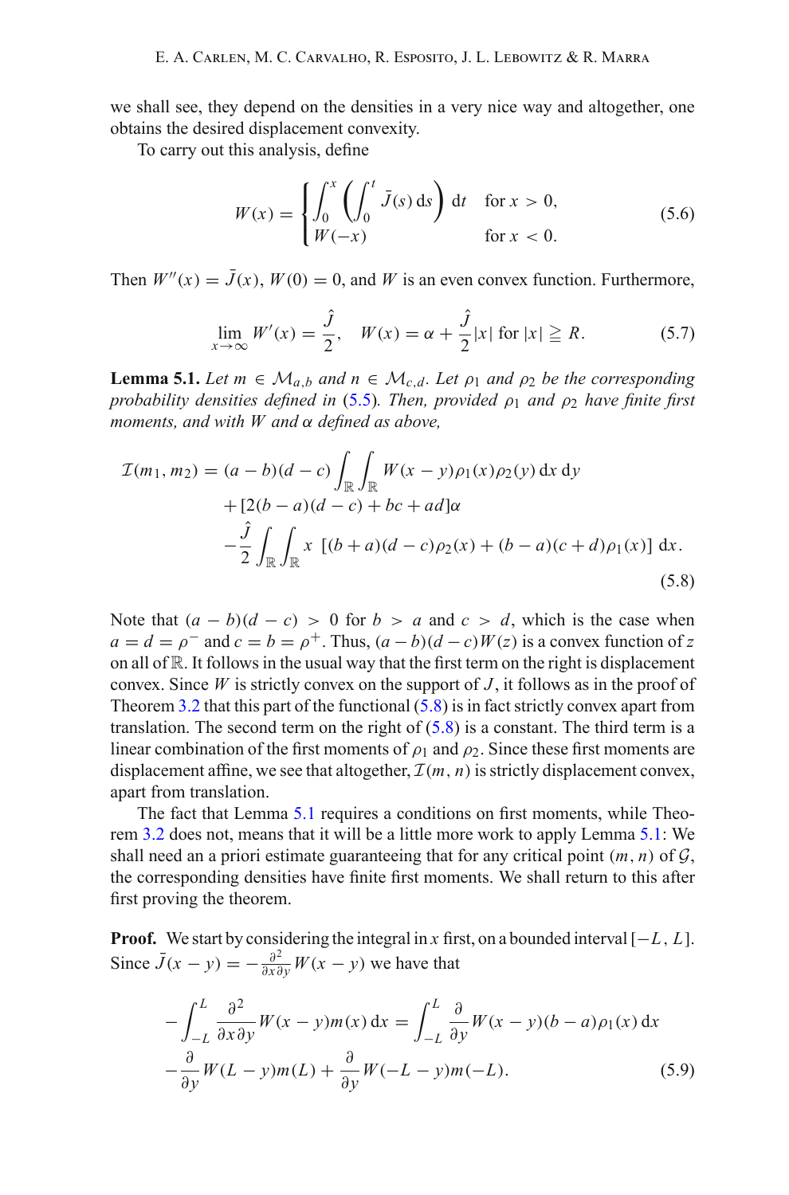we shall see, they depend on the densities in a very nice way and altogether, one obtains the desired displacement convexity.

To carry out this analysis, define

$$W(x) = \begin{cases} \displaystyle\int_0^x \left( \int_0^t \bar{J}(s)\,\mathrm{d}s \right) \mathrm{d}t & \text{for } x > 0, \\ W(-x) & \text{for } x < 0. \end{cases} \tag{5.6}$$

Then $W''(x) = \bar{J}(x)$, $W(0) = 0$, and $W$ is an even convex function. Furthermore,

$$\lim_{x\to\infty} W'(x) = \frac{\hat{J}}{2}, \quad W(x) = \alpha + \frac{\hat{J}}{2}|x| \text{ for } |x| \geqq R. \tag{5.7}$$

**Lemma 5.1.** *Let $m \in \mathcal{M}_{a,b}$ and $n \in \mathcal{M}_{c,d}$. Let $\rho_1$ and $\rho_2$ be the corresponding probability densities defined in (5.5). Then, provided $\rho_1$ and $\rho_2$ have finite first moments, and with $W$ and $\alpha$ defined as above,*

$$\begin{aligned} \mathcal{I}(m_1, m_2) = {} & (a-b)(d-c) \int_{\mathbb{R}} \int_{\mathbb{R}} W(x-y)\rho_1(x)\rho_2(y)\,\mathrm{d}x\,\mathrm{d}y \\ & + [2(b-a)(d-c) + bc + ad]\alpha \\ & - \frac{\hat{J}}{2} \int_{\mathbb{R}} \int_{\mathbb{R}} x\, \left[(b+a)(d-c)\rho_2(x) + (b-a)(c+d)\rho_1(x)\right] \mathrm{d}x. \end{aligned} \tag{5.8}$$

Note that $(a-b)(d-c) > 0$ for $b > a$ and $c > d$, which is the case when $a = d = \rho^-$ and $c = b = \rho^+$. Thus, $(a-b)(d-c)W(z)$ is a convex function of $z$ on all of $\mathbb{R}$. It follows in the usual way that the first term on the right is displacement convex. Since $W$ is strictly convex on the support of $J$, it follows as in the proof of Theorem 3.2 that this part of the functional (5.8) is in fact strictly convex apart from translation. The second term on the right of (5.8) is a constant. The third term is a linear combination of the first moments of $\rho_1$ and $\rho_2$. Since these first moments are displacement affine, we see that altogether, $\mathcal{I}(m, n)$ is strictly displacement convex, apart from translation.

The fact that Lemma 5.1 requires a conditions on first moments, while Theorem 3.2 does not, means that it will be a little more work to apply Lemma 5.1: We shall need an a priori estimate guaranteeing that for any critical point $(m, n)$ of $\mathcal{G}$, the corresponding densities have finite first moments. We shall return to this after first proving the theorem.

**Proof.** We start by considering the integral in $x$ first, on a bounded interval $[-L, L]$. Since $\bar{J}(x-y) = -\frac{\partial^2}{\partial x \partial y} W(x-y)$ we have that

$$\begin{aligned} -\int_{-L}^{L} \frac{\partial^2}{\partial x \partial y} W(x-y) m(x)\,\mathrm{d}x = {} & \int_{-L}^{L} \frac{\partial}{\partial y} W(x-y)(b-a)\rho_1(x)\,\mathrm{d}x \\ & - \frac{\partial}{\partial y} W(L-y)m(L) + \frac{\partial}{\partial y} W(-L-y)m(-L). \end{aligned} \tag{5.9}$$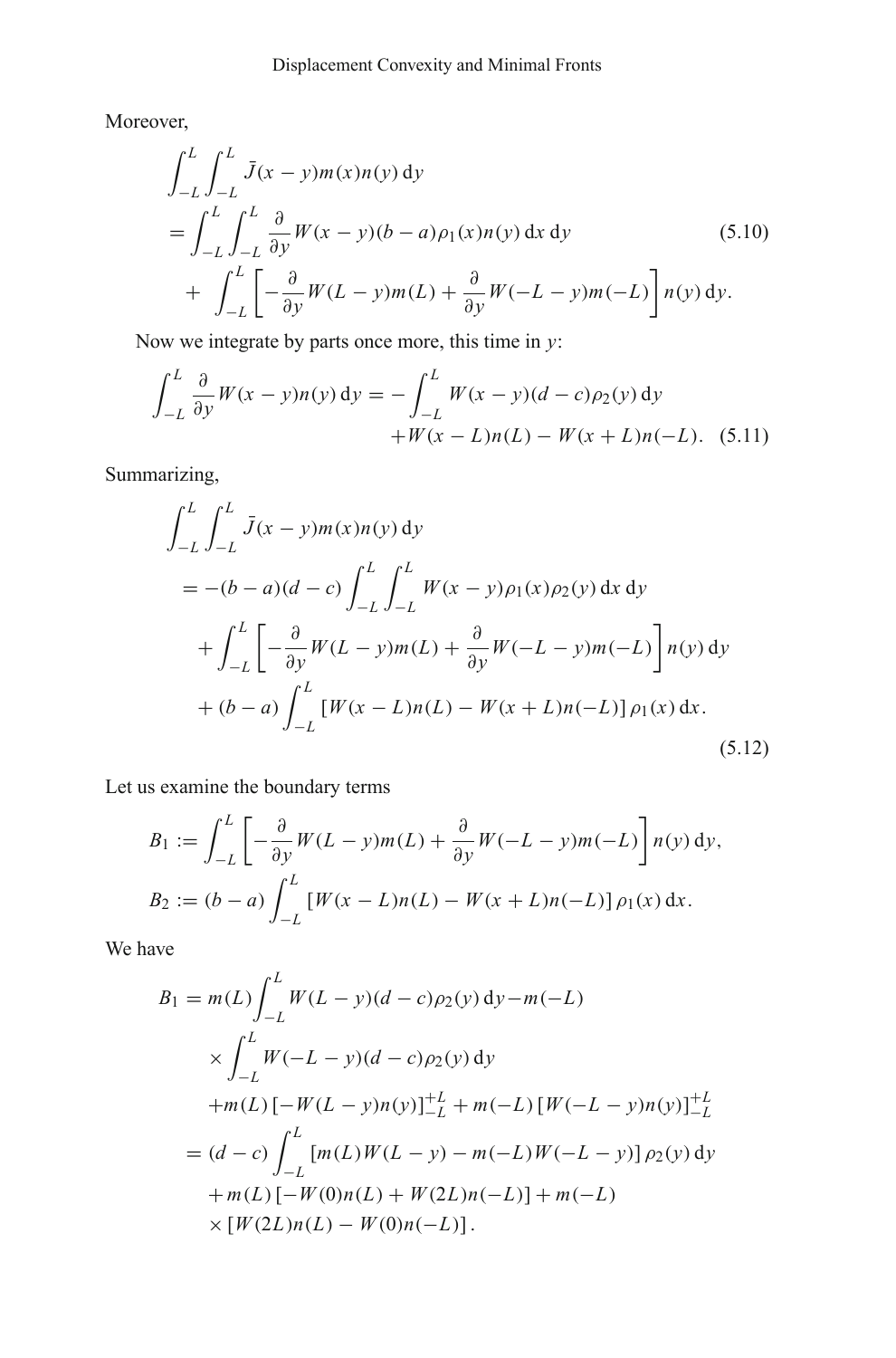Moreover,

$$
\begin{aligned}
&\int_{-L}^{L}\int_{-L}^{L} \bar{J}(x-y)m(x)n(y)\,\mathrm{d}y \\
&= \int_{-L}^{L}\int_{-L}^{L} \frac{\partial}{\partial y}W(x-y)(b-a)\rho_1(x)n(y)\,\mathrm{d}x\,\mathrm{d}y \\
&\quad + \int_{-L}^{L}\left[-\frac{\partial}{\partial y}W(L-y)m(L) + \frac{\partial}{\partial y}W(-L-y)m(-L)\right]n(y)\,\mathrm{d}y.
\end{aligned}
\tag{5.10}
$$

Now we integrate by parts once more, this time in $y$:

$$
\begin{aligned}
\int_{-L}^{L} \frac{\partial}{\partial y}W(x-y)n(y)\,\mathrm{d}y = &-\int_{-L}^{L} W(x-y)(d-c)\rho_2(y)\,\mathrm{d}y \\
&+W(x-L)n(L) - W(x+L)n(-L).
\end{aligned}
\tag{5.11}
$$

Summarizing,

$$
\begin{aligned}
&\int_{-L}^{L}\int_{-L}^{L} \bar{J}(x-y)m(x)n(y)\,\mathrm{d}y \\
&= -(b-a)(d-c)\int_{-L}^{L}\int_{-L}^{L} W(x-y)\rho_1(x)\rho_2(y)\,\mathrm{d}x\,\mathrm{d}y \\
&\quad + \int_{-L}^{L}\left[-\frac{\partial}{\partial y}W(L-y)m(L) + \frac{\partial}{\partial y}W(-L-y)m(-L)\right]n(y)\,\mathrm{d}y \\
&\quad + (b-a)\int_{-L}^{L}\left[W(x-L)n(L) - W(x+L)n(-L)\right]\rho_1(x)\,\mathrm{d}x.
\end{aligned}
\tag{5.12}
$$

Let us examine the boundary terms

$$
\begin{aligned}
B_1 &:= \int_{-L}^{L}\left[-\frac{\partial}{\partial y}W(L-y)m(L) + \frac{\partial}{\partial y}W(-L-y)m(-L)\right]n(y)\,\mathrm{d}y, \\
B_2 &:= (b-a)\int_{-L}^{L}\left[W(x-L)n(L) - W(x+L)n(-L)\right]\rho_1(x)\,\mathrm{d}x.
\end{aligned}
$$

We have

$$
\begin{aligned}
B_1 &= m(L)\int_{-L}^{L} W(L-y)(d-c)\rho_2(y)\,\mathrm{d}y - m(-L) \\
&\quad \times \int_{-L}^{L} W(-L-y)(d-c)\rho_2(y)\,\mathrm{d}y \\
&\quad + m(L)\left[-W(L-y)n(y)\right]_{-L}^{+L} + m(-L)\left[W(-L-y)n(y)\right]_{-L}^{+L} \\
&= (d-c)\int_{-L}^{L}\left[m(L)W(L-y) - m(-L)W(-L-y)\right]\rho_2(y)\,\mathrm{d}y \\
&\quad + m(L)\left[-W(0)n(L) + W(2L)n(-L)\right] + m(-L) \\
&\quad \times \left[W(2L)n(L) - W(0)n(-L)\right].
\end{aligned}
$$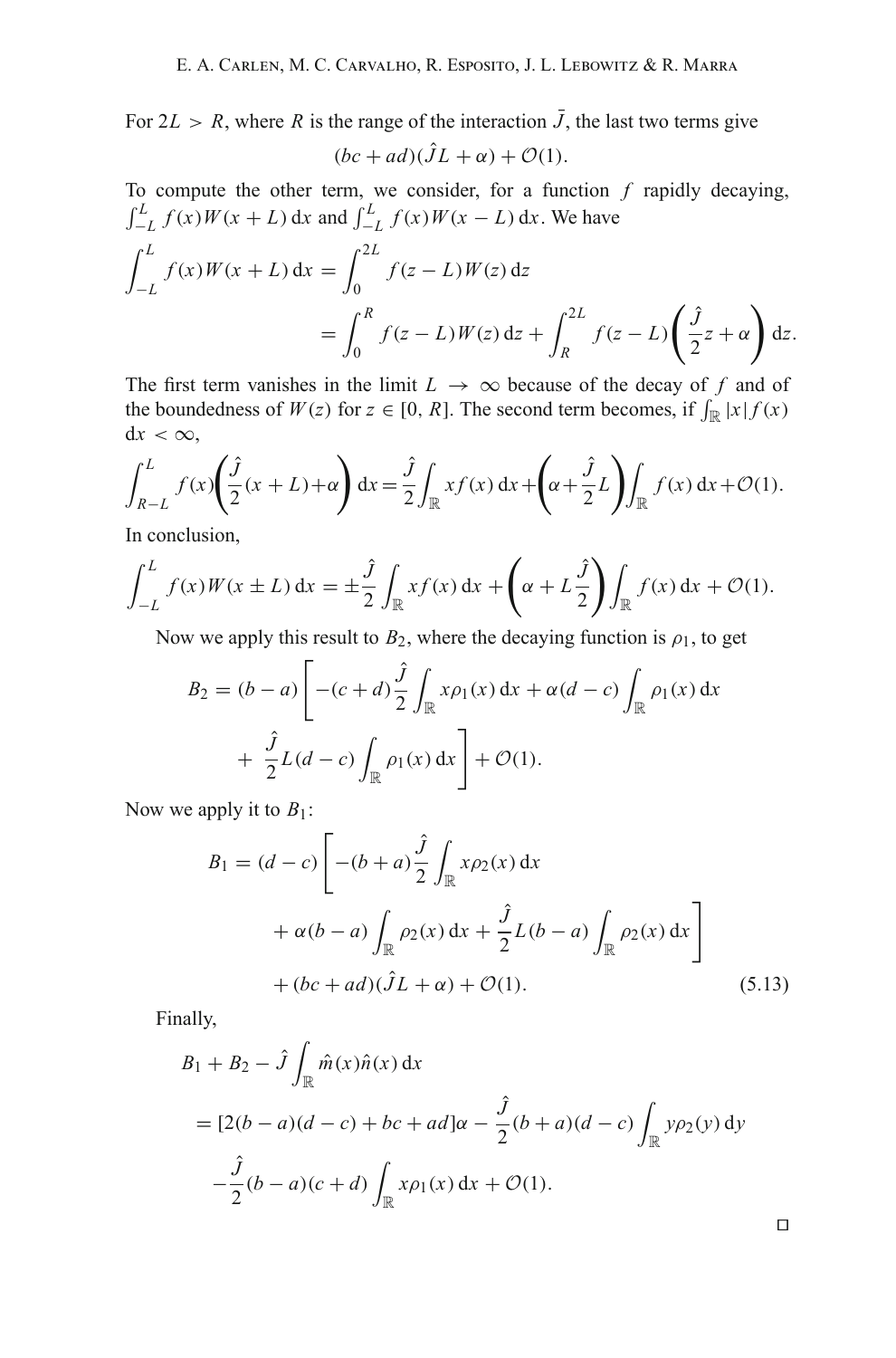For $2L > R$, where $R$ is the range of the interaction $\bar{J}$, the last two terms give

$$(bc + ad)(\hat{J}L + \alpha) + \mathcal{O}(1).$$

To compute the other term, we consider, for a function $f$ rapidly decaying, $\int_{-L}^{L} f(x)W(x+L)\,\mathrm{d}x$ and $\int_{-L}^{L} f(x)W(x-L)\,\mathrm{d}x$. We have

$$\int_{-L}^{L} f(x)W(x+L)\,\mathrm{d}x = \int_{0}^{2L} f(z-L)W(z)\,\mathrm{d}z$$
$$= \int_{0}^{R} f(z-L)W(z)\,\mathrm{d}z + \int_{R}^{2L} f(z-L)\left(\frac{\hat{J}}{2}z + \alpha\right)\mathrm{d}z.$$

The first term vanishes in the limit $L \to \infty$ because of the decay of $f$ and of the boundedness of $W(z)$ for $z \in [0, R]$. The second term becomes, if $\int_{\mathbb{R}} |x| f(x)\,\mathrm{d}x < \infty$,

$$\int_{R-L}^{L} f(x)\left(\frac{\hat{J}}{2}(x+L)+\alpha\right)\mathrm{d}x = \frac{\hat{J}}{2}\int_{\mathbb{R}} x f(x)\,\mathrm{d}x + \left(\alpha + \frac{\hat{J}}{2}L\right)\int_{\mathbb{R}} f(x)\,\mathrm{d}x + \mathcal{O}(1).$$

In conclusion,

$$\int_{-L}^{L} f(x)W(x \pm L)\,\mathrm{d}x = \pm\frac{\hat{J}}{2}\int_{\mathbb{R}} x f(x)\,\mathrm{d}x + \left(\alpha + L\frac{\hat{J}}{2}\right)\int_{\mathbb{R}} f(x)\,\mathrm{d}x + \mathcal{O}(1).$$

Now we apply this result to $B_2$, where the decaying function is $\rho_1$, to get

$$B_2 = (b-a)\left[-(c+d)\frac{\hat{J}}{2}\int_{\mathbb{R}} x\rho_1(x)\,\mathrm{d}x + \alpha(d-c)\int_{\mathbb{R}} \rho_1(x)\,\mathrm{d}x \right.$$
$$\left. + \frac{\hat{J}}{2}L(d-c)\int_{\mathbb{R}} \rho_1(x)\,\mathrm{d}x\right] + \mathcal{O}(1).$$

Now we apply it to $B_1$:

$$B_1 = (d-c)\left[-(b+a)\frac{\hat{J}}{2}\int_{\mathbb{R}} x\rho_2(x)\,\mathrm{d}x \right.$$
$$\left. + \alpha(b-a)\int_{\mathbb{R}} \rho_2(x)\,\mathrm{d}x + \frac{\hat{J}}{2}L(b-a)\int_{\mathbb{R}} \rho_2(x)\,\mathrm{d}x\right]$$
$$+ (bc+ad)(\hat{J}L + \alpha) + \mathcal{O}(1). \tag{5.13}$$

Finally,

$$B_1 + B_2 - \hat{J}\int_{\mathbb{R}} \hat{m}(x)\hat{n}(x)\,\mathrm{d}x$$
$$= [2(b-a)(d-c) + bc + ad]\alpha - \frac{\hat{J}}{2}(b+a)(d-c)\int_{\mathbb{R}} y\rho_2(y)\,\mathrm{d}y$$
$$-\frac{\hat{J}}{2}(b-a)(c+d)\int_{\mathbb{R}} x\rho_1(x)\,\mathrm{d}x + \mathcal{O}(1).$$

□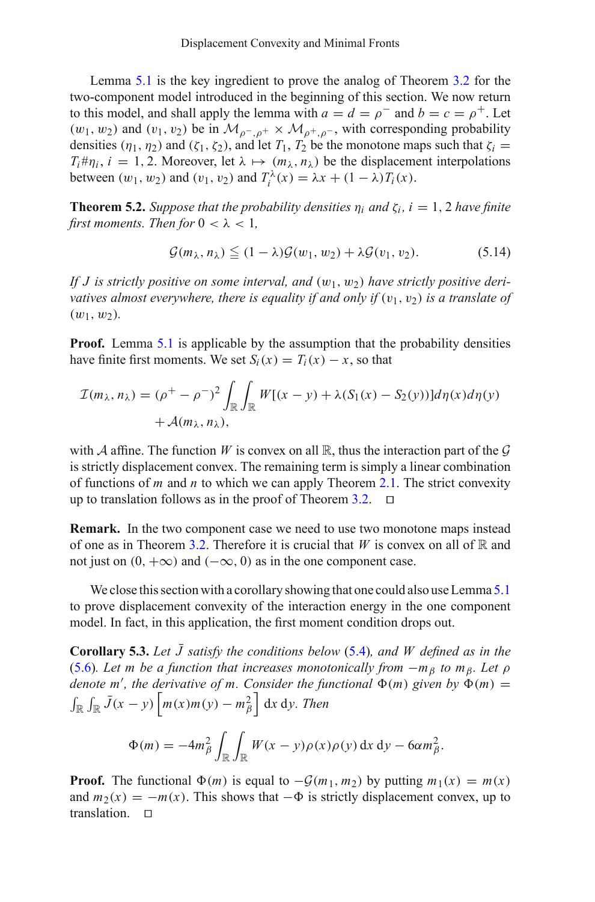Lemma 5.1 is the key ingredient to prove the analog of Theorem 3.2 for the two-component model introduced in the beginning of this section. We now return to this model, and shall apply the lemma with $a = d = \rho^-$ and $b = c = \rho^+$. Let $(w_1, w_2)$ and $(v_1, v_2)$ be in $\mathcal{M}_{\rho^-,\rho^+} \times \mathcal{M}_{\rho^+,\rho^-}$, with corresponding probability densities $(\eta_1, \eta_2)$ and $(\zeta_1, \zeta_2)$, and let $T_1$, $T_2$ be the monotone maps such that $\zeta_i = T_i \# \eta_i$, $i = 1, 2$. Moreover, let $\lambda \mapsto (m_\lambda, n_\lambda)$ be the displacement interpolations between $(w_1, w_2)$ and $(v_1, v_2)$ and $T_i^\lambda(x) = \lambda x + (1 - \lambda) T_i(x)$.

**Theorem 5.2.** *Suppose that the probability densities $\eta_i$ and $\zeta_i$, $i = 1, 2$ have finite first moments. Then for $0 < \lambda < 1$,*

$$\mathcal{G}(m_\lambda, n_\lambda) \leqq (1 - \lambda)\mathcal{G}(w_1, w_2) + \lambda \mathcal{G}(v_1, v_2). \tag{5.14}$$

*If $J$ is strictly positive on some interval, and $(w_1, w_2)$ have strictly positive derivatives almost everywhere, there is equality if and only if $(v_1, v_2)$ is a translate of $(w_1, w_2)$.*

**Proof.** Lemma 5.1 is applicable by the assumption that the probability densities have finite first moments. We set $S_i(x) = T_i(x) - x$, so that

$$\begin{aligned}\mathcal{I}(m_\lambda, n_\lambda) = (\rho^+ - \rho^-)^2 \int_{\mathbb{R}} \int_{\mathbb{R}} W[(x - y) + \lambda(S_1(x) - S_2(y))] d\eta(x) d\eta(y) \\ + \mathcal{A}(m_\lambda, n_\lambda),\end{aligned}$$

with $\mathcal{A}$ affine. The function $W$ is convex on all $\mathbb{R}$, thus the interaction part of the $\mathcal{G}$ is strictly displacement convex. The remaining term is simply a linear combination of functions of $m$ and $n$ to which we can apply Theorem 2.1. The strict convexity up to translation follows as in the proof of Theorem 3.2. □

**Remark.** In the two component case we need to use two monotone maps instead of one as in Theorem 3.2. Therefore it is crucial that $W$ is convex on all of $\mathbb{R}$ and not just on $(0, +\infty)$ and $(-\infty, 0)$ as in the one component case.

We close this section with a corollary showing that one could also use Lemma 5.1 to prove displacement convexity of the interaction energy in the one component model. In fact, in this application, the first moment condition drops out.

**Corollary 5.3.** *Let $\bar{J}$ satisfy the conditions below (5.4), and $W$ defined as in the (5.6). Let $m$ be a function that increases monotonically from $-m_\beta$ to $m_\beta$. Let $\rho$ denote $m'$, the derivative of $m$. Consider the functional $\Phi(m)$ given by $\Phi(m) = \int_{\mathbb{R}} \int_{\mathbb{R}} \bar{J}(x - y) \left[ m(x)m(y) - m_\beta^2 \right] \mathrm{d}x\, \mathrm{d}y$. Then*

$$\Phi(m) = -4m_\beta^2 \int_{\mathbb{R}} \int_{\mathbb{R}} W(x - y)\rho(x)\rho(y)\, \mathrm{d}x\, \mathrm{d}y - 6\alpha m_\beta^2.$$

**Proof.** The functional $\Phi(m)$ is equal to $-\mathcal{G}(m_1, m_2)$ by putting $m_1(x) = m(x)$ and $m_2(x) = -m(x)$. This shows that $-\Phi$ is strictly displacement convex, up to translation. □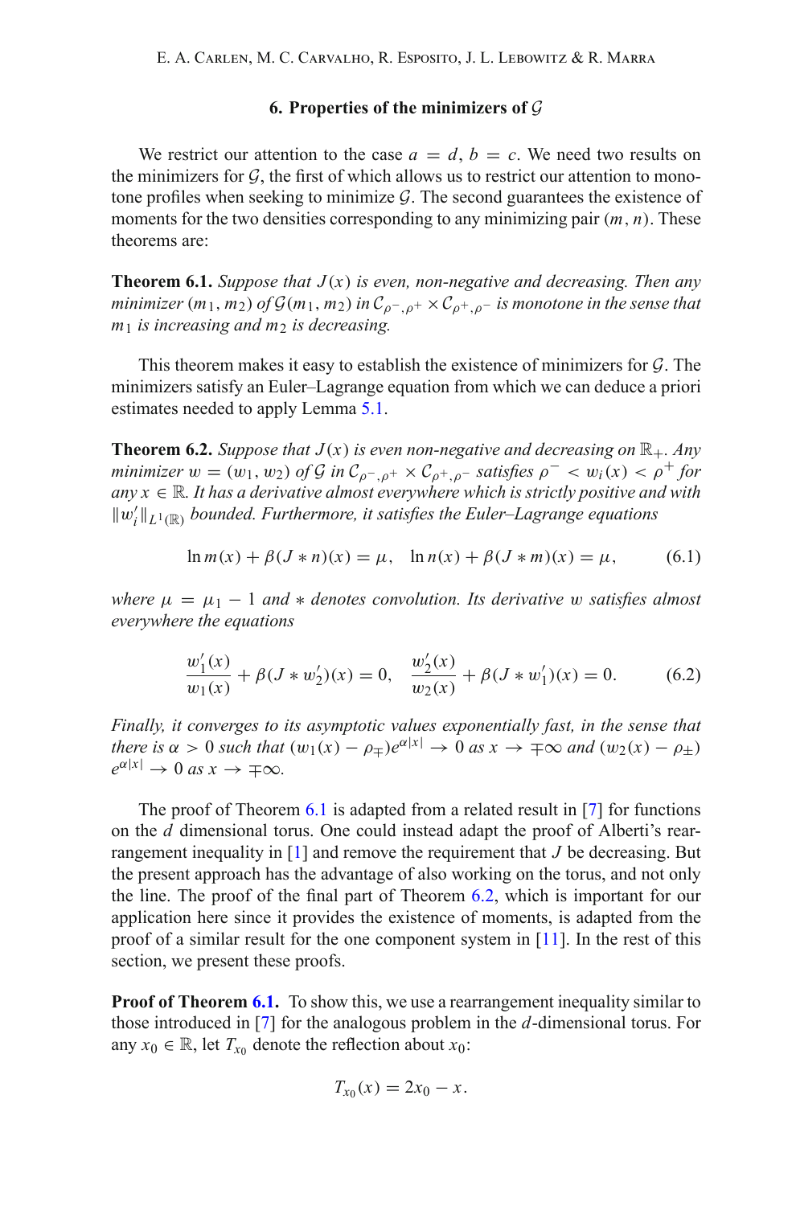## 6. Properties of the minimizers of $\mathcal{G}$

We restrict our attention to the case $a = d$, $b = c$. We need two results on the minimizers for $\mathcal{G}$, the first of which allows us to restrict our attention to monotone profiles when seeking to minimize $\mathcal{G}$. The second guarantees the existence of moments for the two densities corresponding to any minimizing pair $(m, n)$. These theorems are:

**Theorem 6.1.** *Suppose that $J(x)$ is even, non-negative and decreasing. Then any minimizer $(m_1, m_2)$ of $\mathcal{G}(m_1, m_2)$ in $\mathcal{C}_{\rho^-,\rho^+} \times \mathcal{C}_{\rho^+,\rho^-}$ is monotone in the sense that $m_1$ is increasing and $m_2$ is decreasing.*

This theorem makes it easy to establish the existence of minimizers for $\mathcal{G}$. The minimizers satisfy an Euler–Lagrange equation from which we can deduce a priori estimates needed to apply Lemma 5.1.

**Theorem 6.2.** *Suppose that $J(x)$ is even non-negative and decreasing on $\mathbb{R}_+$. Any minimizer $w = (w_1, w_2)$ of $\mathcal{G}$ in $\mathcal{C}_{\rho^-,\rho^+} \times \mathcal{C}_{\rho^+,\rho^-}$ satisfies $\rho^- < w_i(x) < \rho^+$ for any $x \in \mathbb{R}$. It has a derivative almost everywhere which is strictly positive and with $\|w_i'\|_{L^1(\mathbb{R})}$ bounded. Furthermore, it satisfies the Euler–Lagrange equations*

$$\ln m(x) + \beta(J * n)(x) = \mu, \quad \ln n(x) + \beta(J * m)(x) = \mu, \tag{6.1}$$

*where $\mu = \mu_1 - 1$ and $*$ denotes convolution. Its derivative $w$ satisfies almost everywhere the equations*

$$\frac{w_1'(x)}{w_1(x)} + \beta(J * w_2')(x) = 0, \quad \frac{w_2'(x)}{w_2(x)} + \beta(J * w_1')(x) = 0. \tag{6.2}$$

*Finally, it converges to its asymptotic values exponentially fast, in the sense that there is $\alpha > 0$ such that $(w_1(x) - \rho_{\mp})e^{\alpha|x|} \to 0$ as $x \to \mp\infty$ and $(w_2(x) - \rho_{\pm})e^{\alpha|x|} \to 0$ as $x \to \mp\infty$.*

The proof of Theorem 6.1 is adapted from a related result in [7] for functions on the $d$ dimensional torus. One could instead adapt the proof of Alberti's rearrangement inequality in [1] and remove the requirement that $J$ be decreasing. But the present approach has the advantage of also working on the torus, and not only the line. The proof of the final part of Theorem 6.2, which is important for our application here since it provides the existence of moments, is adapted from the proof of a similar result for the one component system in [11]. In the rest of this section, we present these proofs.

**Proof of Theorem 6.1.** To show this, we use a rearrangement inequality similar to those introduced in [7] for the analogous problem in the $d$-dimensional torus. For any $x_0 \in \mathbb{R}$, let $T_{x_0}$ denote the reflection about $x_0$:

$$T_{x_0}(x) = 2x_0 - x.$$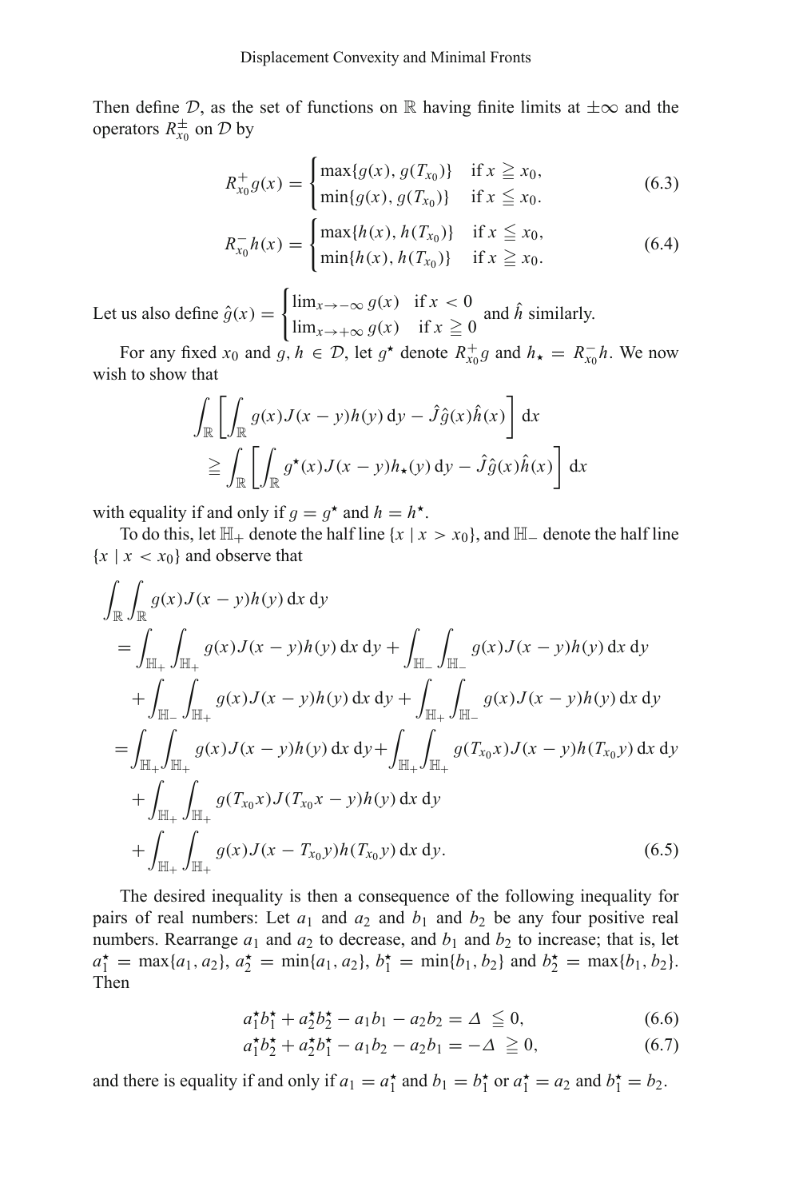Then define $\mathcal{D}$, as the set of functions on $\mathbb{R}$ having finite limits at $\pm\infty$ and the operators $R^{\pm}_{x_0}$ on $\mathcal{D}$ by

$$R^{+}_{x_0} g(x) = \begin{cases} \max\{g(x), g(T_{x_0})\} & \text{if } x \geqq x_0, \\ \min\{g(x), g(T_{x_0})\} & \text{if } x \leqq x_0. \end{cases} \tag{6.3}$$

$$R^{-}_{x_0} h(x) = \begin{cases} \max\{h(x), h(T_{x_0})\} & \text{if } x \leqq x_0, \\ \min\{h(x), h(T_{x_0})\} & \text{if } x \geqq x_0. \end{cases} \tag{6.4}$$

Let us also define $\hat{g}(x) = \begin{cases} \lim_{x\to-\infty} g(x) & \text{if } x < 0 \\ \lim_{x\to+\infty} g(x) & \text{if } x \geqq 0 \end{cases}$ and $\hat{h}$ similarly.

For any fixed $x_0$ and $g, h \in \mathcal{D}$, let $g^{\star}$ denote $R^{+}_{x_0} g$ and $h_{\star} = R^{-}_{x_0} h$. We now wish to show that

$$\begin{aligned} &\int_{\mathbb{R}} \left[ \int_{\mathbb{R}} g(x) J(x-y) h(y)\, \mathrm{d}y - \hat{J} \hat{g}(x) \hat{h}(x) \right] \mathrm{d}x \\ &\quad \geqq \int_{\mathbb{R}} \left[ \int_{\mathbb{R}} g^{\star}(x) J(x-y) h_{\star}(y)\, \mathrm{d}y - \hat{J} \hat{g}(x) \hat{h}(x) \right] \mathrm{d}x \end{aligned}$$

with equality if and only if $g = g^{\star}$ and $h = h^{\star}$.

To do this, let $\mathbb{H}_+$ denote the half line $\{x \mid x > x_0\}$, and $\mathbb{H}_-$ denote the half line $\{x \mid x < x_0\}$ and observe that

$$\begin{aligned} &\int_{\mathbb{R}} \int_{\mathbb{R}} g(x) J(x-y) h(y)\, \mathrm{d}x\, \mathrm{d}y \\ &= \int_{\mathbb{H}_+} \int_{\mathbb{H}_+} g(x) J(x-y) h(y)\, \mathrm{d}x\, \mathrm{d}y + \int_{\mathbb{H}_-} \int_{\mathbb{H}_-} g(x) J(x-y) h(y)\, \mathrm{d}x\, \mathrm{d}y \\ &\quad + \int_{\mathbb{H}_-} \int_{\mathbb{H}_+} g(x) J(x-y) h(y)\, \mathrm{d}x\, \mathrm{d}y + \int_{\mathbb{H}_+} \int_{\mathbb{H}_-} g(x) J(x-y) h(y)\, \mathrm{d}x\, \mathrm{d}y \\ &= \int_{\mathbb{H}_+} \int_{\mathbb{H}_+} g(x) J(x-y) h(y)\, \mathrm{d}x\, \mathrm{d}y + \int_{\mathbb{H}_+} \int_{\mathbb{H}_+} g(T_{x_0} x) J(x-y) h(T_{x_0} y)\, \mathrm{d}x\, \mathrm{d}y \\ &\quad + \int_{\mathbb{H}_+} \int_{\mathbb{H}_+} g(T_{x_0} x) J(T_{x_0} x - y) h(y)\, \mathrm{d}x\, \mathrm{d}y \\ &\quad + \int_{\mathbb{H}_+} \int_{\mathbb{H}_+} g(x) J(x - T_{x_0} y) h(T_{x_0} y)\, \mathrm{d}x\, \mathrm{d}y. \end{aligned} \tag{6.5}$$

The desired inequality is then a consequence of the following inequality for pairs of real numbers: Let $a_1$ and $a_2$ and $b_1$ and $b_2$ be any four positive real numbers. Rearrange $a_1$ and $a_2$ to decrease, and $b_1$ and $b_2$ to increase; that is, let $a^{\star}_1 = \max\{a_1, a_2\}$, $a^{\star}_2 = \min\{a_1, a_2\}$, $b^{\star}_1 = \min\{b_1, b_2\}$ and $b^{\star}_2 = \max\{b_1, b_2\}$. Then

$$a^{\star}_1 b^{\star}_1 + a^{\star}_2 b^{\star}_2 - a_1 b_1 - a_2 b_2 = \Delta \leqq 0, \tag{6.6}$$

$$a^{\star}_1 b^{\star}_2 + a^{\star}_2 b^{\star}_1 - a_1 b_2 - a_2 b_1 = -\Delta \geqq 0, \tag{6.7}$$

and there is equality if and only if $a_1 = a^{\star}_1$ and $b_1 = b^{\star}_1$ or $a^{\star}_1 = a_2$ and $b^{\star}_1 = b_2$.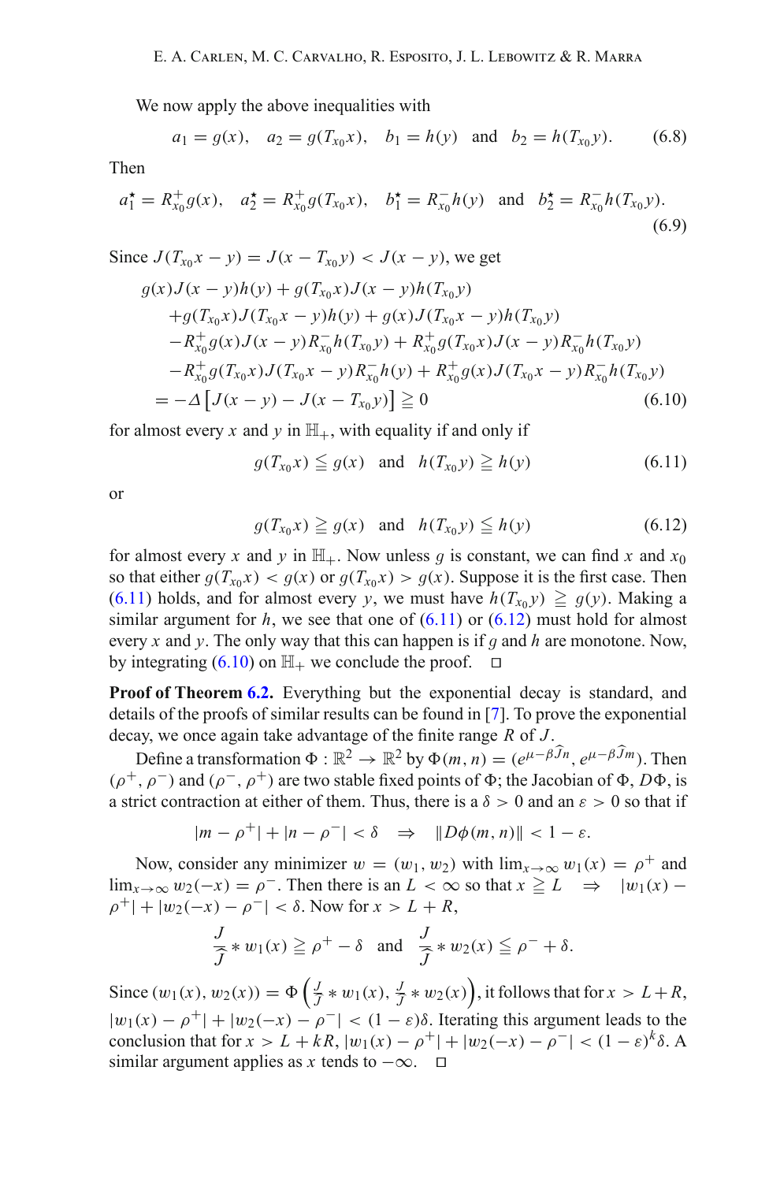We now apply the above inequalities with

$$a_1 = g(x), \quad a_2 = g(T_{x_0}x), \quad b_1 = h(y) \quad \text{and} \quad b_2 = h(T_{x_0}y). \tag{6.8}$$

Then

$$a_1^\star = R_{x_0}^+ g(x), \quad a_2^\star = R_{x_0}^+ g(T_{x_0}x), \quad b_1^\star = R_{x_0}^- h(y) \quad \text{and} \quad b_2^\star = R_{x_0}^- h(T_{x_0}y). \tag{6.9}$$

Since $J(T_{x_0}x - y) = J(x - T_{x_0}y) < J(x-y)$, we get

$$\begin{aligned}
& g(x)J(x-y)h(y) + g(T_{x_0}x)J(x-y)h(T_{x_0}y) \\
& \quad + g(T_{x_0}x)J(T_{x_0}x - y)h(y) + g(x)J(T_{x_0}x - y)h(T_{x_0}y) \\
& \quad - R_{x_0}^+ g(x)J(x-y)R_{x_0}^- h(T_{x_0}y) + R_{x_0}^+ g(T_{x_0}x)J(x-y)R_{x_0}^- h(T_{x_0}y) \\
& \quad - R_{x_0}^+ g(T_{x_0}x)J(T_{x_0}x - y)R_{x_0}^- h(y) + R_{x_0}^+ g(x)J(T_{x_0}x - y)R_{x_0}^- h(T_{x_0}y) \\
& = -\Delta\left[J(x-y) - J(x - T_{x_0}y)\right] \geqq 0
\end{aligned} \tag{6.10}$$

for almost every $x$ and $y$ in $\mathbb{H}_+$, with equality if and only if

$$g(T_{x_0}x) \leqq g(x) \quad \text{and} \quad h(T_{x_0}y) \geqq h(y) \tag{6.11}$$

or

$$g(T_{x_0}x) \geqq g(x) \quad \text{and} \quad h(T_{x_0}y) \leqq h(y) \tag{6.12}$$

for almost every $x$ and $y$ in $\mathbb{H}_+$. Now unless $g$ is constant, we can find $x$ and $x_0$ so that either $g(T_{x_0}x) < g(x)$ or $g(T_{x_0}x) > g(x)$. Suppose it is the first case. Then (6.11) holds, and for almost every $y$, we must have $h(T_{x_0}y) \geqq g(y)$. Making a similar argument for $h$, we see that one of (6.11) or (6.12) must hold for almost every $x$ and $y$. The only way that this can happen is if $g$ and $h$ are monotone. Now, by integrating (6.10) on $\mathbb{H}_+$ we conclude the proof. □

**Proof of Theorem 6.2.** Everything but the exponential decay is standard, and details of the proofs of similar results can be found in [7]. To prove the exponential decay, we once again take advantage of the finite range $R$ of $J$.

Define a transformation $\Phi : \mathbb{R}^2 \to \mathbb{R}^2$ by $\Phi(m,n) = (e^{\mu - \beta\widehat{J}n}, e^{\mu - \beta\widehat{J}m})$. Then $(\rho^+, \rho^-)$ and $(\rho^-, \rho^+)$ are two stable fixed points of $\Phi$; the Jacobian of $\Phi$, $D\Phi$, is a strict contraction at either of them. Thus, there is a $\delta > 0$ and an $\varepsilon > 0$ so that if

$$|m - \rho^+| + |n - \rho^-| < \delta \quad \Rightarrow \quad \|D\phi(m,n)\| < 1 - \varepsilon.$$

Now, consider any minimizer $w = (w_1, w_2)$ with $\lim_{x\to\infty} w_1(x) = \rho^+$ and $\lim_{x\to\infty} w_2(-x) = \rho^-$. Then there is an $L < \infty$ so that $x \geqq L \quad \Rightarrow \quad |w_1(x) - \rho^+| + |w_2(-x) - \rho^-| < \delta$. Now for $x > L + R$,

$$\frac{J}{\widehat{J}} * w_1(x) \geqq \rho^+ - \delta \quad \text{and} \quad \frac{J}{\widehat{J}} * w_2(x) \leqq \rho^- + \delta.$$

Since $(w_1(x), w_2(x)) = \Phi\left(\frac{J}{\widehat{J}} * w_1(x), \frac{J}{\widehat{J}} * w_2(x)\right)$, it follows that for $x > L+R$, $|w_1(x) - \rho^+| + |w_2(-x) - \rho^-| < (1-\varepsilon)\delta$. Iterating this argument leads to the conclusion that for $x > L + kR$, $|w_1(x) - \rho^+| + |w_2(-x) - \rho^-| < (1-\varepsilon)^k\delta$. A similar argument applies as $x$ tends to $-\infty$. □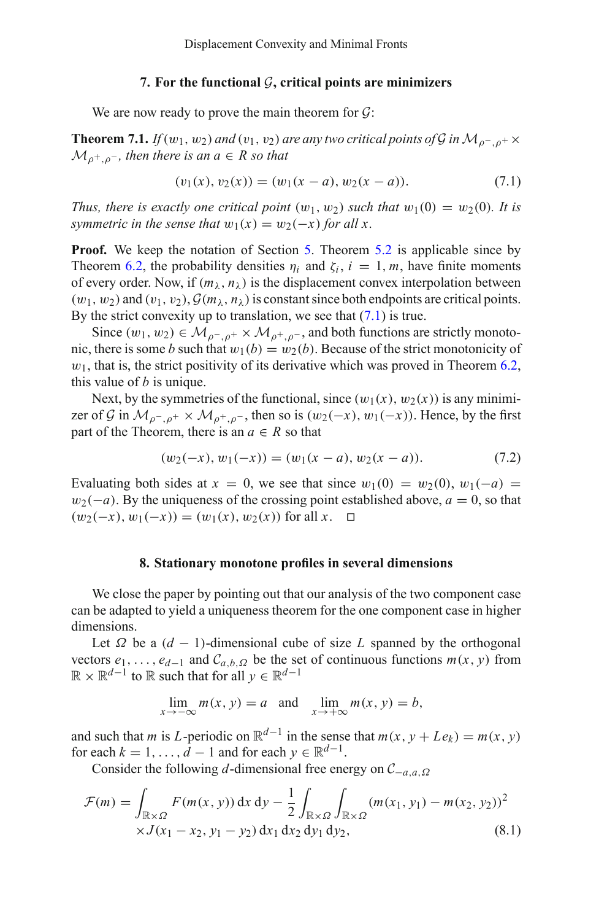## 7. For the functional $\mathcal{G}$, critical points are minimizers

We are now ready to prove the main theorem for $\mathcal{G}$:

**Theorem 7.1.** *If $(w_1, w_2)$ and $(v_1, v_2)$ are any two critical points of $\mathcal{G}$ in $\mathcal{M}_{\rho^-,\rho^+} \times \mathcal{M}_{\rho^+,\rho^-}$, then there is an $a \in R$ so that*

$$(v_1(x), v_2(x)) = (w_1(x-a), w_2(x-a)). \tag{7.1}$$

*Thus, there is exactly one critical point $(w_1, w_2)$ such that $w_1(0) = w_2(0)$. It is symmetric in the sense that $w_1(x) = w_2(-x)$ for all $x$.*

**Proof.** We keep the notation of Section 5. Theorem 5.2 is applicable since by Theorem 6.2, the probability densities $\eta_i$ and $\zeta_i$, $i = 1, m$, have finite moments of every order. Now, if $(m_\lambda, n_\lambda)$ is the displacement convex interpolation between $(w_1, w_2)$ and $(v_1, v_2)$, $\mathcal{G}(m_\lambda, n_\lambda)$ is constant since both endpoints are critical points. By the strict convexity up to translation, we see that (7.1) is true.

Since $(w_1, w_2) \in \mathcal{M}_{\rho^-,\rho^+} \times \mathcal{M}_{\rho^+,\rho^-}$, and both functions are strictly monotonic, there is some $b$ such that $w_1(b) = w_2(b)$. Because of the strict monotonicity of $w_1$, that is, the strict positivity of its derivative which was proved in Theorem 6.2, this value of $b$ is unique.

Next, by the symmetries of the functional, since $(w_1(x), w_2(x))$ is any minimizer of $\mathcal{G}$ in $\mathcal{M}_{\rho^-,\rho^+} \times \mathcal{M}_{\rho^+,\rho^-}$, then so is $(w_2(-x), w_1(-x))$. Hence, by the first part of the Theorem, there is an $a \in R$ so that

$$(w_2(-x), w_1(-x)) = (w_1(x-a), w_2(x-a)). \tag{7.2}$$

Evaluating both sides at $x = 0$, we see that since $w_1(0) = w_2(0)$, $w_1(-a) = w_2(-a)$. By the uniqueness of the crossing point established above, $a = 0$, so that $(w_2(-x), w_1(-x)) = (w_1(x), w_2(x))$ for all $x$. □

## 8. Stationary monotone profiles in several dimensions

We close the paper by pointing out that our analysis of the two component case can be adapted to yield a uniqueness theorem for the one component case in higher dimensions.

Let $\Omega$ be a $(d-1)$-dimensional cube of size $L$ spanned by the orthogonal vectors $e_1, \ldots, e_{d-1}$ and $\mathcal{C}_{a,b,\Omega}$ be the set of continuous functions $m(x, y)$ from $\mathbb{R} \times \mathbb{R}^{d-1}$ to $\mathbb{R}$ such that for all $y \in \mathbb{R}^{d-1}$

$$\lim_{x \to -\infty} m(x, y) = a \quad \text{and} \quad \lim_{x \to +\infty} m(x, y) = b,$$

and such that $m$ is $L$-periodic on $\mathbb{R}^{d-1}$ in the sense that $m(x, y + Le_k) = m(x, y)$ for each $k = 1, \ldots, d-1$ and for each $y \in \mathbb{R}^{d-1}$.

Consider the following $d$-dimensional free energy on $\mathcal{C}_{-a,a,\Omega}$

$$\begin{aligned}\mathcal{F}(m) = &\int_{\mathbb{R}\times\Omega} F(m(x, y))\,\mathrm{d}x\,\mathrm{d}y - \frac{1}{2}\int_{\mathbb{R}\times\Omega}\int_{\mathbb{R}\times\Omega} (m(x_1, y_1) - m(x_2, y_2))^2 \\ &\times J(x_1 - x_2, y_1 - y_2)\,\mathrm{d}x_1\,\mathrm{d}x_2\,\mathrm{d}y_1\,\mathrm{d}y_2,\end{aligned} \tag{8.1}$$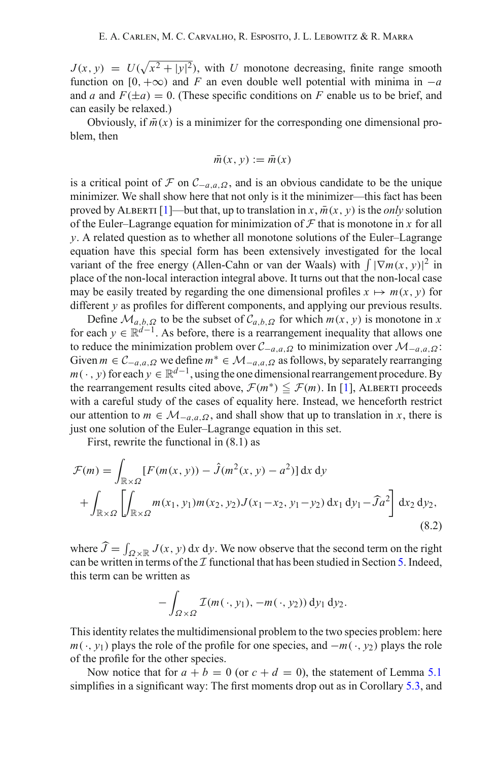$J(x, y) = U(\sqrt{x^2 + |y|^2})$, with $U$ monotone decreasing, finite range smooth function on $[0, +\infty)$ and $F$ an even double well potential with minima in $-a$ and $a$ and $F(\pm a) = 0$. (These specific conditions on $F$ enable us to be brief, and can easily be relaxed.)

Obviously, if $\bar{m}(x)$ is a minimizer for the corresponding one dimensional problem, then

$$\bar{m}(x, y) := \bar{m}(x)$$

is a critical point of $\mathcal{F}$ on $\mathcal{C}_{-a,a,\Omega}$, and is an obvious candidate to be the unique minimizer. We shall show here that not only is it the minimizer—this fact has been proved by Alberti [1]—but that, up to translation in $x$, $\bar{m}(x, y)$ is the *only* solution of the Euler–Lagrange equation for minimization of $\mathcal{F}$ that is monotone in $x$ for all $y$. A related question as to whether all monotone solutions of the Euler–Lagrange equation have this special form has been extensively investigated for the local variant of the free energy (Allen-Cahn or van der Waals) with $\int |\nabla m(x, y)|^2$ in place of the non-local interaction integral above. It turns out that the non-local case may be easily treated by regarding the one dimensional profiles $x \mapsto m(x, y)$ for different $y$ as profiles for different components, and applying our previous results.

Define $\mathcal{M}_{a,b,\Omega}$ to be the subset of $\mathcal{C}_{a,b,\Omega}$ for which $m(x, y)$ is monotone in $x$ for each $y \in \mathbb{R}^{d-1}$. As before, there is a rearrangement inequality that allows one to reduce the minimization problem over $\mathcal{C}_{-a,a,\Omega}$ to minimization over $\mathcal{M}_{-a,a,\Omega}$: Given $m \in \mathcal{C}_{-a,a,\Omega}$ we define $m^* \in \mathcal{M}_{-a,a,\Omega}$ as follows, by separately rearranging $m(\,\cdot\,, y)$ for each $y \in \mathbb{R}^{d-1}$, using the one dimensional rearrangement procedure. By the rearrangement results cited above, $\mathcal{F}(m^*) \leqq \mathcal{F}(m)$. In [1], Alberti proceeds with a careful study of the cases of equality here. Instead, we henceforth restrict our attention to $m \in \mathcal{M}_{-a,a,\Omega}$, and shall show that up to translation in $x$, there is just one solution of the Euler–Lagrange equation in this set.

First, rewrite the functional in (8.1) as

$$\begin{aligned}\mathcal{F}(m) = &\int_{\mathbb{R}\times\Omega} [F(m(x, y)) - \hat{J}(m^2(x, y) - a^2)]\,\mathrm{d}x\,\mathrm{d}y \\ &+ \int_{\mathbb{R}\times\Omega} \left[\int_{\mathbb{R}\times\Omega} m(x_1, y_1)m(x_2, y_2)J(x_1 - x_2, y_1 - y_2)\,\mathrm{d}x_1\,\mathrm{d}y_1 - \widehat{J}a^2\right] \mathrm{d}x_2\,\mathrm{d}y_2,\end{aligned} \tag{8.2}$$

where $\widehat{J} = \int_{\Omega\times\mathbb{R}} J(x, y)\,\mathrm{d}x\,\mathrm{d}y$. We now observe that the second term on the right can be written in terms of the $\mathcal{I}$ functional that has been studied in Section 5. Indeed, this term can be written as

$$-\int_{\Omega\times\Omega} \mathcal{I}(m(\,\cdot\,, y_1), -m(\,\cdot\,, y_2))\,\mathrm{d}y_1\,\mathrm{d}y_2.$$

This identity relates the multidimensional problem to the two species problem: here $m(\,\cdot, y_1)$ plays the role of the profile for one species, and $-m(\,\cdot\,, y_2)$ plays the role of the profile for the other species.

Now notice that for $a + b = 0$ (or $c + d = 0$), the statement of Lemma 5.1 simplifies in a significant way: The first moments drop out as in Corollary 5.3, and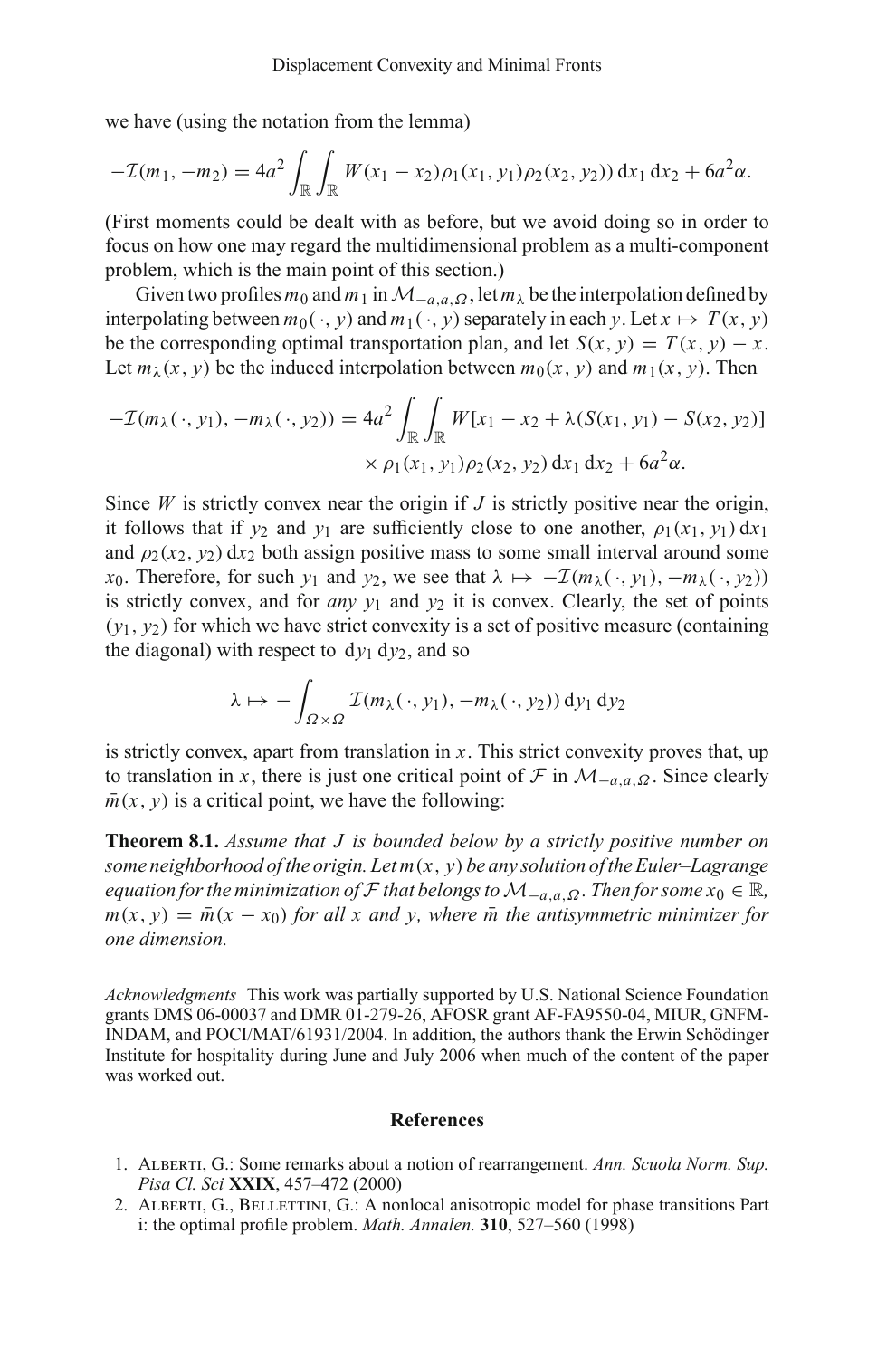we have (using the notation from the lemma)

$$-\mathcal{I}(m_1, -m_2) = 4a^2 \int_{\mathbb{R}} \int_{\mathbb{R}} W(x_1 - x_2)\rho_1(x_1, y_1)\rho_2(x_2, y_2))\, \mathrm{d}x_1\, \mathrm{d}x_2 + 6a^2\alpha.$$

(First moments could be dealt with as before, but we avoid doing so in order to focus on how one may regard the multidimensional problem as a multi-component problem, which is the main point of this section.)

Given two profiles $m_0$ and $m_1$ in $\mathcal{M}_{-a,a,\Omega}$, let $m_\lambda$ be the interpolation defined by interpolating between $m_0(\,\cdot\,, y)$ and $m_1(\,\cdot\,, y)$ separately in each $y$. Let $x \mapsto T(x, y)$ be the corresponding optimal transportation plan, and let $S(x, y) = T(x, y) - x$. Let $m_\lambda(x, y)$ be the induced interpolation between $m_0(x, y)$ and $m_1(x, y)$. Then

$$\begin{aligned}-\mathcal{I}(m_\lambda(\,\cdot\,, y_1), -m_\lambda(\,\cdot\,, y_2)) = 4a^2 \int_{\mathbb{R}} \int_{\mathbb{R}} W[x_1 - x_2 + \lambda(S(x_1, y_1) - S(x_2, y_2)]\\ \times \rho_1(x_1, y_1)\rho_2(x_2, y_2)\, \mathrm{d}x_1\, \mathrm{d}x_2 + 6a^2\alpha.\end{aligned}$$

Since $W$ is strictly convex near the origin if $J$ is strictly positive near the origin, it follows that if $y_2$ and $y_1$ are sufficiently close to one another, $\rho_1(x_1, y_1)\, \mathrm{d}x_1$ and $\rho_2(x_2, y_2)\, \mathrm{d}x_2$ both assign positive mass to some small interval around some $x_0$. Therefore, for such $y_1$ and $y_2$, we see that $\lambda \mapsto -\mathcal{I}(m_\lambda(\,\cdot\,, y_1), -m_\lambda(\,\cdot\,, y_2))$ is strictly convex, and for *any* $y_1$ and $y_2$ it is convex. Clearly, the set of points $(y_1, y_2)$ for which we have strict convexity is a set of positive measure (containing the diagonal) with respect to $\mathrm{d}y_1\, \mathrm{d}y_2$, and so

$$\lambda \mapsto -\int_{\Omega\times\Omega} \mathcal{I}(m_\lambda(\,\cdot\,, y_1), -m_\lambda(\,\cdot\,, y_2))\, \mathrm{d}y_1\, \mathrm{d}y_2$$

is strictly convex, apart from translation in $x$. This strict convexity proves that, up to translation in $x$, there is just one critical point of $\mathcal{F}$ in $\mathcal{M}_{-a,a,\Omega}$. Since clearly $\bar{m}(x, y)$ is a critical point, we have the following:

**Theorem 8.1.** *Assume that $J$ is bounded below by a strictly positive number on some neighborhood of the origin. Let $m(x, y)$ be any solution of the Euler–Lagrange equation for the minimization of $\mathcal{F}$ that belongs to $\mathcal{M}_{-a,a,\Omega}$. Then for some $x_0 \in \mathbb{R}$, $m(x, y) = \bar{m}(x - x_0)$ for all $x$ and $y$, where $\bar{m}$ the antisymmetric minimizer for one dimension.*

*Acknowledgments* This work was partially supported by U.S. National Science Foundation grants DMS 06-00037 and DMR 01-279-26, AFOSR grant AF-FA9550-04, MIUR, GNFM-INDAM, and POCI/MAT/61931/2004. In addition, the authors thank the Erwin Schödinger Institute for hospitality during June and July 2006 when much of the content of the paper was worked out.

## References

1. Alberti, G.: Some remarks about a notion of rearrangement. *Ann. Scuola Norm. Sup. Pisa Cl. Sci* **XXIX**, 457–472 (2000)
2. Alberti, G., Bellettini, G.: A nonlocal anisotropic model for phase transitions Part i: the optimal profile problem. *Math. Annalen.* **310**, 527–560 (1998)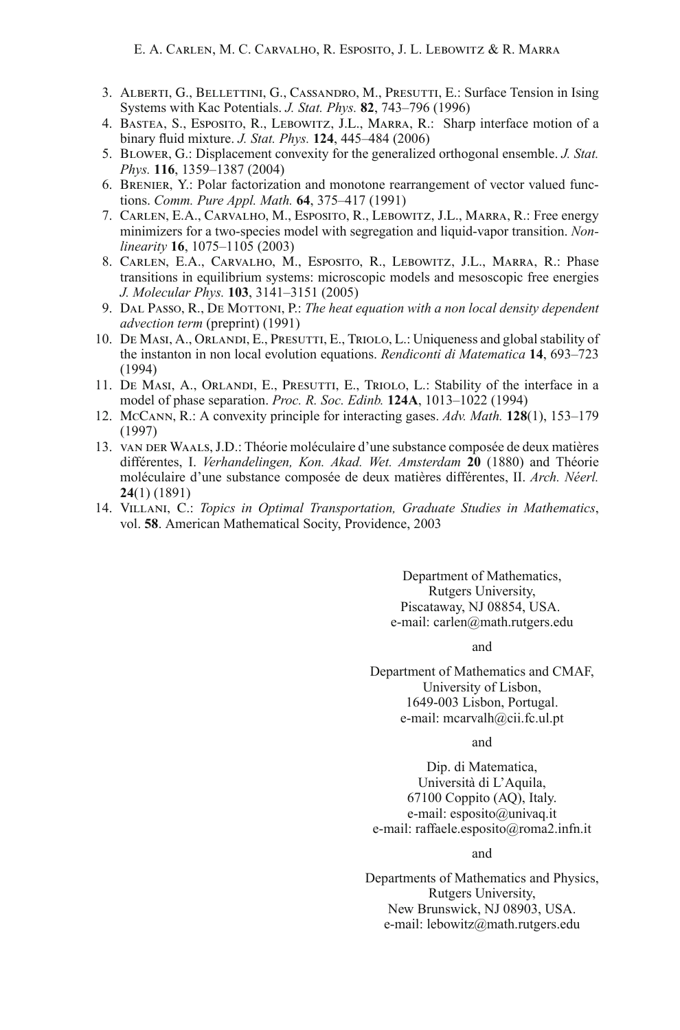3. Alberti, G., Bellettini, G., Cassandro, M., Presutti, E.: Surface Tension in Ising Systems with Kac Potentials. *J. Stat. Phys.* **82**, 743–796 (1996)
4. Bastea, S., Esposito, R., Lebowitz, J.L., Marra, R.: Sharp interface motion of a binary fluid mixture. *J. Stat. Phys.* **124**, 445–484 (2006)
5. Blower, G.: Displacement convexity for the generalized orthogonal ensemble. *J. Stat. Phys.* **116**, 1359–1387 (2004)
6. Brenier, Y.: Polar factorization and monotone rearrangement of vector valued functions. *Comm. Pure Appl. Math.* **64**, 375–417 (1991)
7. Carlen, E.A., Carvalho, M., Esposito, R., Lebowitz, J.L., Marra, R.: Free energy minimizers for a two-species model with segregation and liquid-vapor transition. *Nonlinearity* **16**, 1075–1105 (2003)
8. Carlen, E.A., Carvalho, M., Esposito, R., Lebowitz, J.L., Marra, R.: Phase transitions in equilibrium systems: microscopic models and mesoscopic free energies *J. Molecular Phys.* **103**, 3141–3151 (2005)
9. Dal Passo, R., De Mottoni, P.: *The heat equation with a non local density dependent advection term* (preprint) (1991)
10. De Masi, A., Orlandi, E., Presutti, E., Triolo, L.: Uniqueness and global stability of the instanton in non local evolution equations. *Rendiconti di Matematica* **14**, 693–723 (1994)
11. De Masi, A., Orlandi, E., Presutti, E., Triolo, L.: Stability of the interface in a model of phase separation. *Proc. R. Soc. Edinb.* **124A**, 1013–1022 (1994)
12. McCann, R.: A convexity principle for interacting gases. *Adv. Math.* **128**(1), 153–179 (1997)
13. van der Waals, J.D.: Théorie moléculaire d'une substance composée de deux matières différentes, I. *Verhandelingen, Kon. Akad. Wet. Amsterdam* **20** (1880) and Théorie moléculaire d'une substance composée de deux matières différentes, II. *Arch. Néerl.* **24**(1) (1891)
14. Villani, C.: *Topics in Optimal Transportation, Graduate Studies in Mathematics*, vol. **58**. American Mathematical Socity, Providence, 2003

Department of Mathematics,
Rutgers University,
Piscataway, NJ 08854, USA.
e-mail: carlen@math.rutgers.edu

and

Department of Mathematics and CMAF,
University of Lisbon,
1649-003 Lisbon, Portugal.
e-mail: mcarvalh@cii.fc.ul.pt

and

Dip. di Matematica,
Università di L'Aquila,
67100 Coppito (AQ), Italy.
e-mail: esposito@univaq.it
e-mail: raffaele.esposito@roma2.infn.it

and

Departments of Mathematics and Physics,
Rutgers University,
New Brunswick, NJ 08903, USA.
e-mail: lebowitz@math.rutgers.edu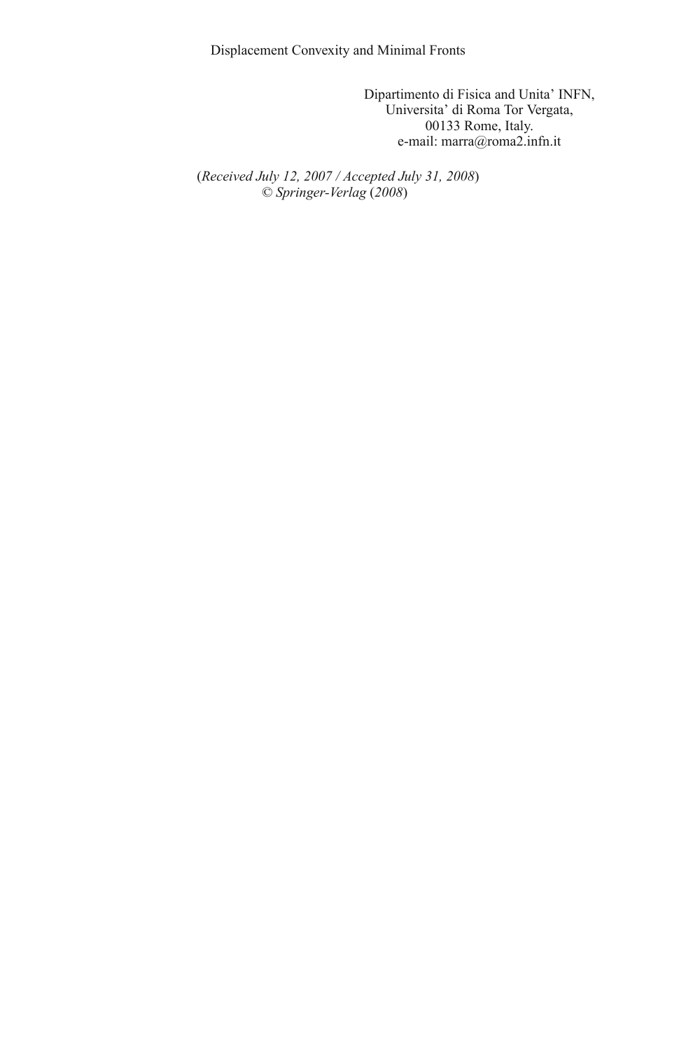Displacement Convexity and Minimal Fronts

Dipartimento di Fisica and Unita' INFN,
Universita' di Roma Tor Vergata,
00133 Rome, Italy.
e-mail: marra@roma2.infn.it

(*Received July 12, 2007 / Accepted July 31, 2008*)
© *Springer-Verlag* (*2008*)